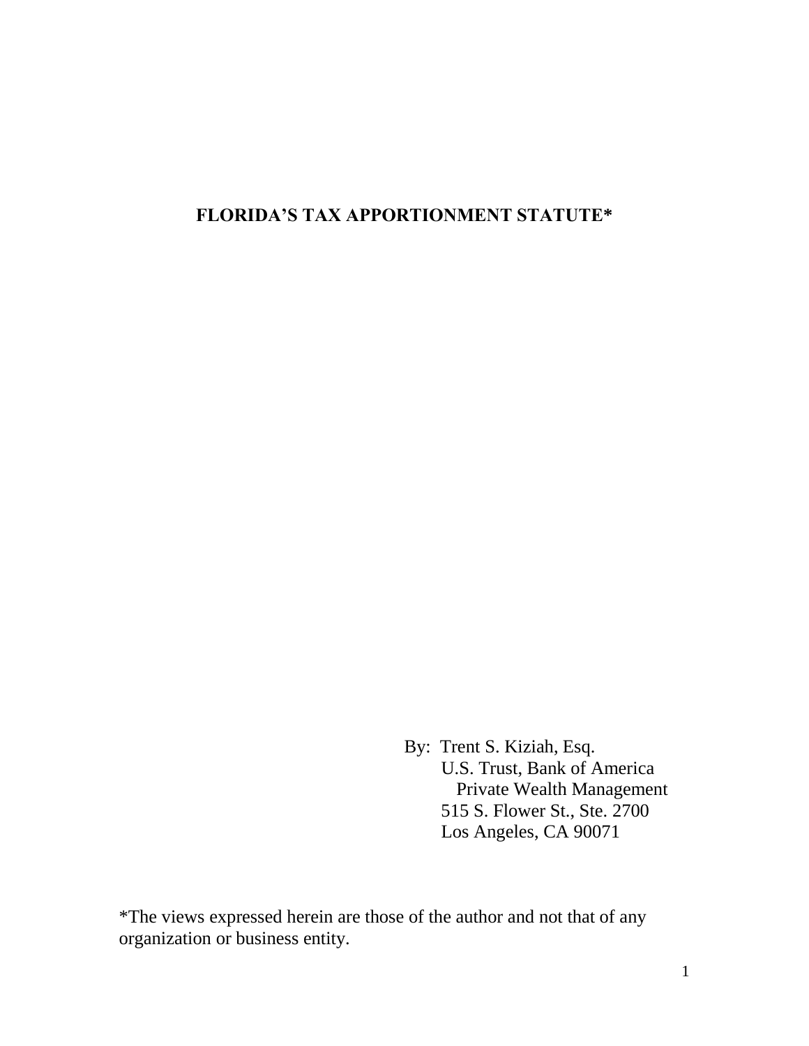# FLORIDA'S TAX APPORTIONMENT STATUTE*

By: Trent S. Kiziah, Esq.
U.S. Trust, Bank of America
Private Wealth Management
515 S. Flower St., Ste. 2700
Los Angeles, CA 90071

*The views expressed herein are those of the author and not that of any organization or business entity.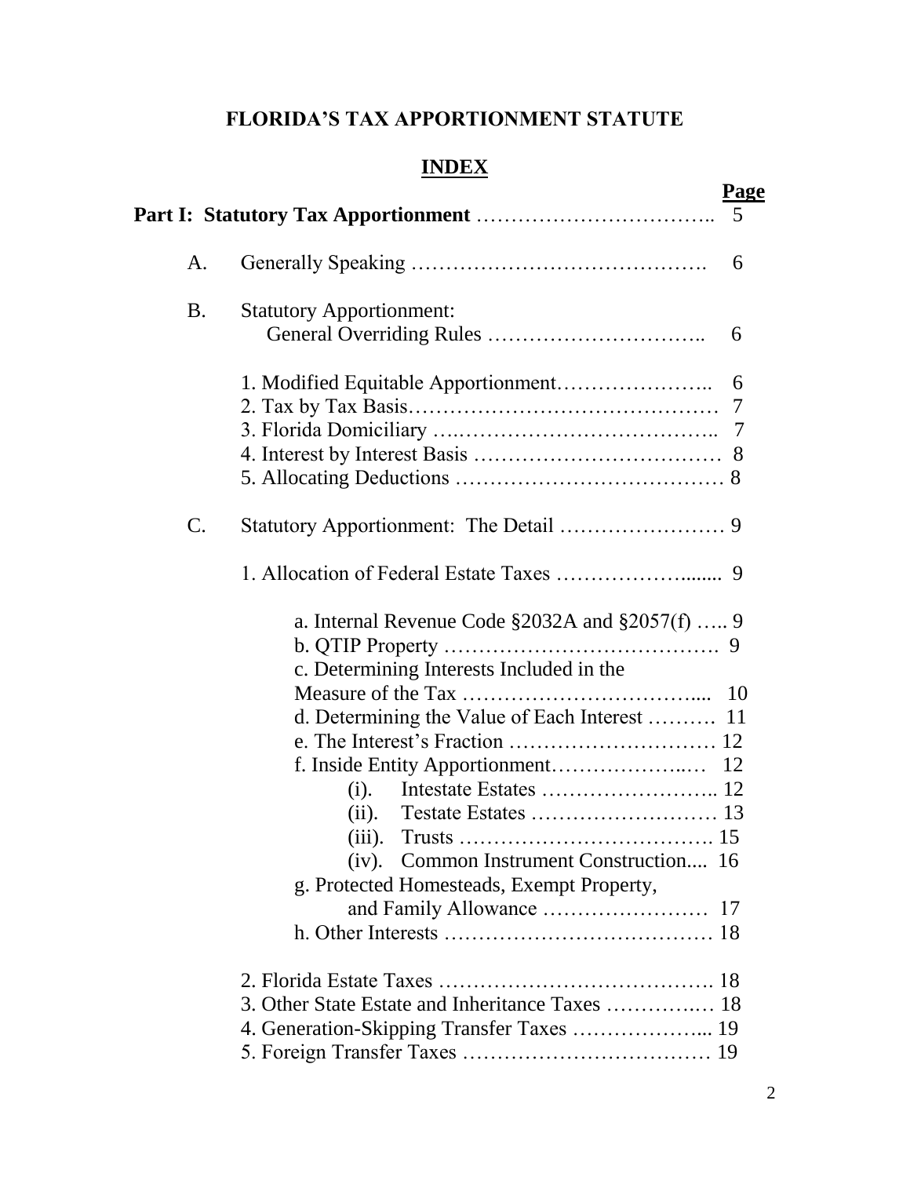# FLORIDA'S TAX APPORTIONMENT STATUTE

## INDEX

| | Page |
|---|---|
| **Part I: Statutory Tax Apportionment** | 5 |
| A. Generally Speaking | 6 |
| B. Statutory Apportionment: General Overriding Rules | 6 |
| 1. Modified Equitable Apportionment | 6 |
| 2. Tax by Tax Basis | 7 |
| 3. Florida Domiciliary | 7 |
| 4. Interest by Interest Basis | 8 |
| 5. Allocating Deductions | 8 |
| C. Statutory Apportionment: The Detail | 9 |
| 1. Allocation of Federal Estate Taxes | 9 |
| a. Internal Revenue Code §2032A and §2057(f) | 9 |
| b. QTIP Property | 9 |
| c. Determining Interests Included in the Measure of the Tax | 10 |
| d. Determining the Value of Each Interest | 11 |
| e. The Interest's Fraction | 12 |
| f. Inside Entity Apportionment | 12 |
| (i). Intestate Estates | 12 |
| (ii). Testate Estates | 13 |
| (iii). Trusts | 15 |
| (iv). Common Instrument Construction | 16 |
| g. Protected Homesteads, Exempt Property, and Family Allowance | 17 |
| h. Other Interests | 18 |
| 2. Florida Estate Taxes | 18 |
| 3. Other State Estate and Inheritance Taxes | 18 |
| 4. Generation-Skipping Transfer Taxes | 19 |
| 5. Foreign Transfer Taxes | 19 |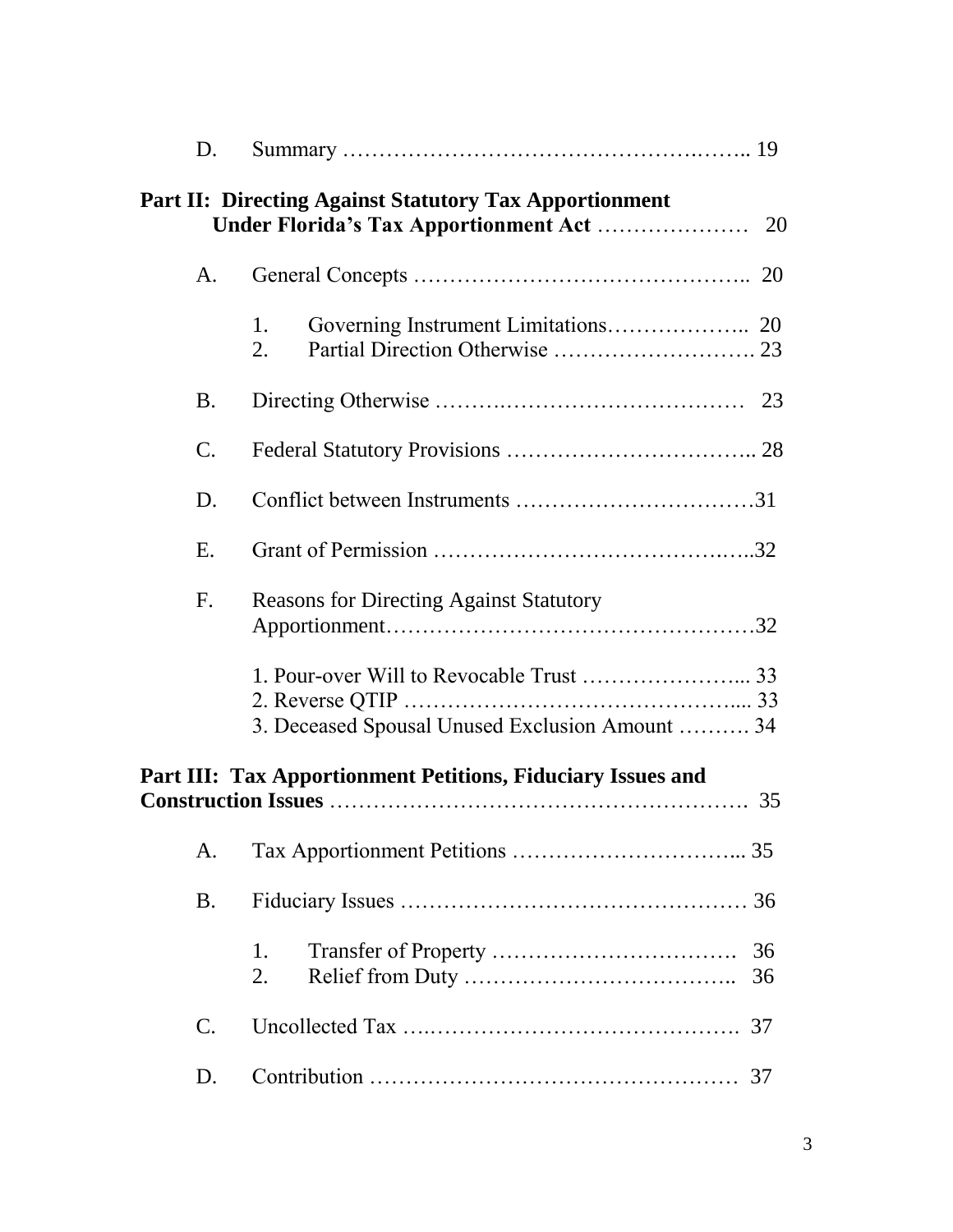D. Summary …………………………………………….…….. 19

**Part II: Directing Against Statutory Tax Apportionment Under Florida's Tax Apportionment Act** ………………… 20

A. General Concepts ……………………………………….. 20

1. Governing Instrument Limitations……………….. 20
2. Partial Direction Otherwise ………………………. 23

B. Directing Otherwise ……….…………………………… 23

C. Federal Statutory Provisions …………………………….. 28

D. Conflict between Instruments ……………………………31

E. Grant of Permission ……………………………….…..32

F. Reasons for Directing Against Statutory Apportionment……………………………………………32

1. Pour-over Will to Revocable Trust …………………... 33
2. Reverse QTIP ……………………………………... 33
3. Deceased Spousal Unused Exclusion Amount ………. 34

**Part III: Tax Apportionment Petitions, Fiduciary Issues and Construction Issues** ………………………………………………. 35

A. Tax Apportionment Petitions …………………………... 35

B. Fiduciary Issues ………………………………………… 36

1. Transfer of Property ……………………………. 36
2. Relief from Duty ……………………………….. 36

C. Uncollected Tax ….……………………………………. 37

D. Contribution …………………………………………… 37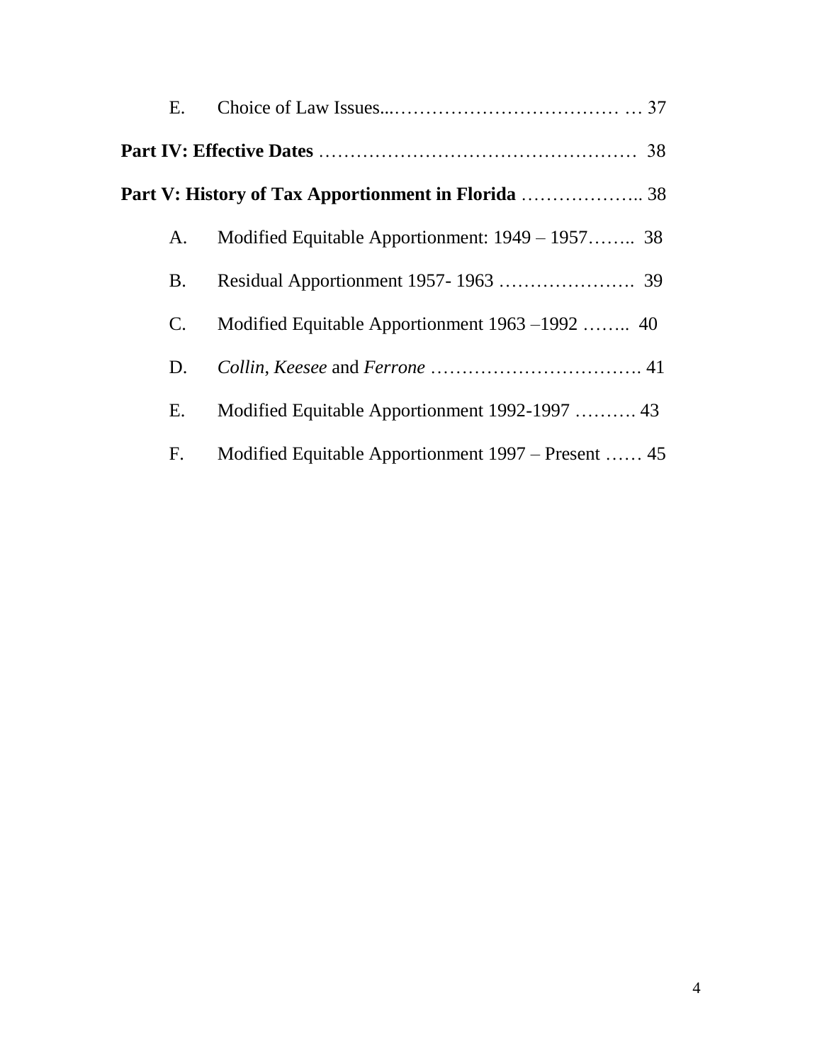E. Choice of Law Issues...……………………………… … 37

**Part IV: Effective Dates** …………………………………………… 38

**Part V: History of Tax Apportionment in Florida** ……………….. 38

A. Modified Equitable Apportionment: 1949 – 1957…….. 38

B. Residual Apportionment 1957- 1963 …………………. 39

C. Modified Equitable Apportionment 1963 –1992 …….. 40

D. *Collin*, *Keesee* and *Ferrone* ……………………………. 41

E. Modified Equitable Apportionment 1992-1997 ………. 43

F. Modified Equitable Apportionment 1997 – Present …… 45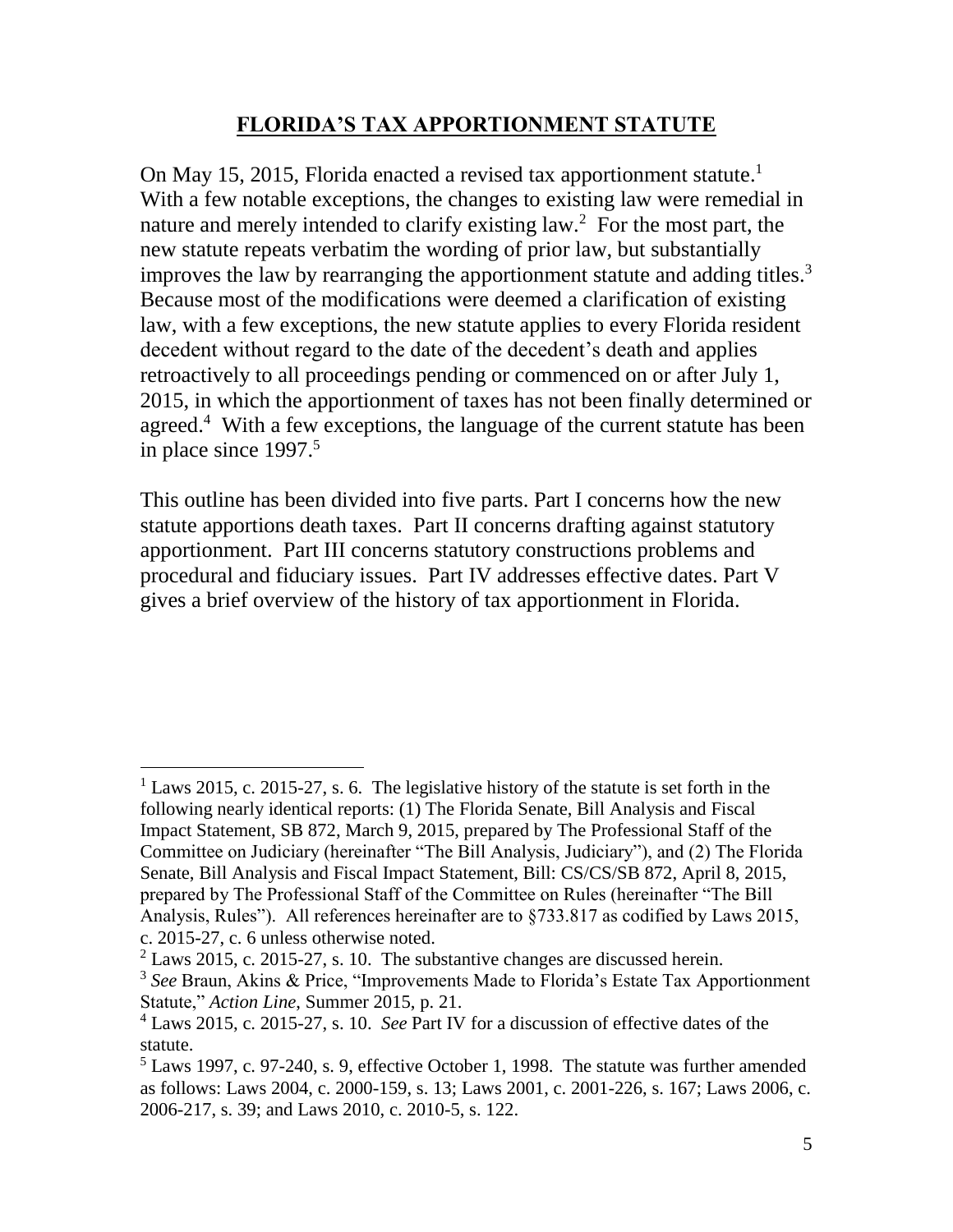# FLORIDA'S TAX APPORTIONMENT STATUTE

On May 15, 2015, Florida enacted a revised tax apportionment statute.[1] With a few notable exceptions, the changes to existing law were remedial in nature and merely intended to clarify existing law.[2] For the most part, the new statute repeats verbatim the wording of prior law, but substantially improves the law by rearranging the apportionment statute and adding titles.[3] Because most of the modifications were deemed a clarification of existing law, with a few exceptions, the new statute applies to every Florida resident decedent without regard to the date of the decedent's death and applies retroactively to all proceedings pending or commenced on or after July 1, 2015, in which the apportionment of taxes has not been finally determined or agreed.[4] With a few exceptions, the language of the current statute has been in place since 1997.[5]

This outline has been divided into five parts. Part I concerns how the new statute apportions death taxes. Part II concerns drafting against statutory apportionment. Part III concerns statutory constructions problems and procedural and fiduciary issues. Part IV addresses effective dates. Part V gives a brief overview of the history of tax apportionment in Florida.

---

[1] Laws 2015, c. 2015-27, s. 6. The legislative history of the statute is set forth in the following nearly identical reports: (1) The Florida Senate, Bill Analysis and Fiscal Impact Statement, SB 872, March 9, 2015, prepared by The Professional Staff of the Committee on Judiciary (hereinafter "The Bill Analysis, Judiciary"), and (2) The Florida Senate, Bill Analysis and Fiscal Impact Statement, Bill: CS/CS/SB 872, April 8, 2015, prepared by The Professional Staff of the Committee on Rules (hereinafter "The Bill Analysis, Rules"). All references hereinafter are to §733.817 as codified by Laws 2015, c. 2015-27, c. 6 unless otherwise noted.

[2] Laws 2015, c. 2015-27, s. 10. The substantive changes are discussed herein.

[3] *See* Braun, Akins & Price, "Improvements Made to Florida's Estate Tax Apportionment Statute," *Action Line*, Summer 2015, p. 21.

[4] Laws 2015, c. 2015-27, s. 10. *See* Part IV for a discussion of effective dates of the statute.

[5] Laws 1997, c. 97-240, s. 9, effective October 1, 1998. The statute was further amended as follows: Laws 2004, c. 2000-159, s. 13; Laws 2001, c. 2001-226, s. 167; Laws 2006, c. 2006-217, s. 39; and Laws 2010, c. 2010-5, s. 122.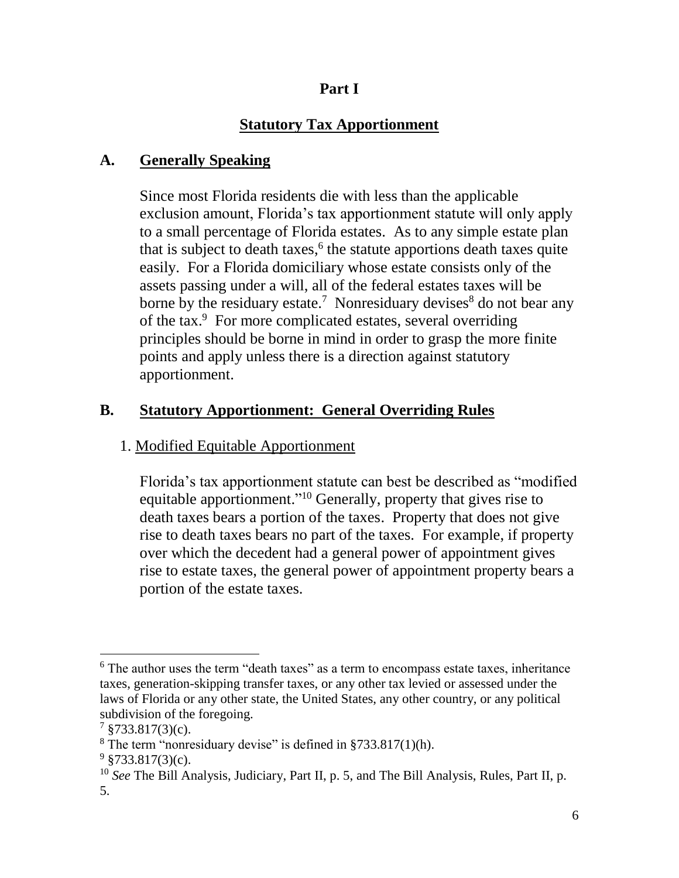# Part I

## Statutory Tax Apportionment

### A. Generally Speaking

Since most Florida residents die with less than the applicable exclusion amount, Florida's tax apportionment statute will only apply to a small percentage of Florida estates. As to any simple estate plan that is subject to death taxes,[6] the statute apportions death taxes quite easily. For a Florida domiciliary whose estate consists only of the assets passing under a will, all of the federal estates taxes will be borne by the residuary estate.[7] Nonresiduary devises[8] do not bear any of the tax.[9] For more complicated estates, several overriding principles should be borne in mind in order to grasp the more finite points and apply unless there is a direction against statutory apportionment.

### B. Statutory Apportionment: General Overriding Rules

1. Modified Equitable Apportionment

Florida's tax apportionment statute can best be described as "modified equitable apportionment."[10] Generally, property that gives rise to death taxes bears a portion of the taxes. Property that does not give rise to death taxes bears no part of the taxes. For example, if property over which the decedent had a general power of appointment gives rise to estate taxes, the general power of appointment property bears a portion of the estate taxes.

---

[6] The author uses the term "death taxes" as a term to encompass estate taxes, inheritance taxes, generation-skipping transfer taxes, or any other tax levied or assessed under the laws of Florida or any other state, the United States, any other country, or any political subdivision of the foregoing.

[7] §733.817(3)(c).

[8] The term "nonresiduary devise" is defined in §733.817(1)(h).

[9] §733.817(3)(c).

[10] *See* The Bill Analysis, Judiciary, Part II, p. 5, and The Bill Analysis, Rules, Part II, p. 5.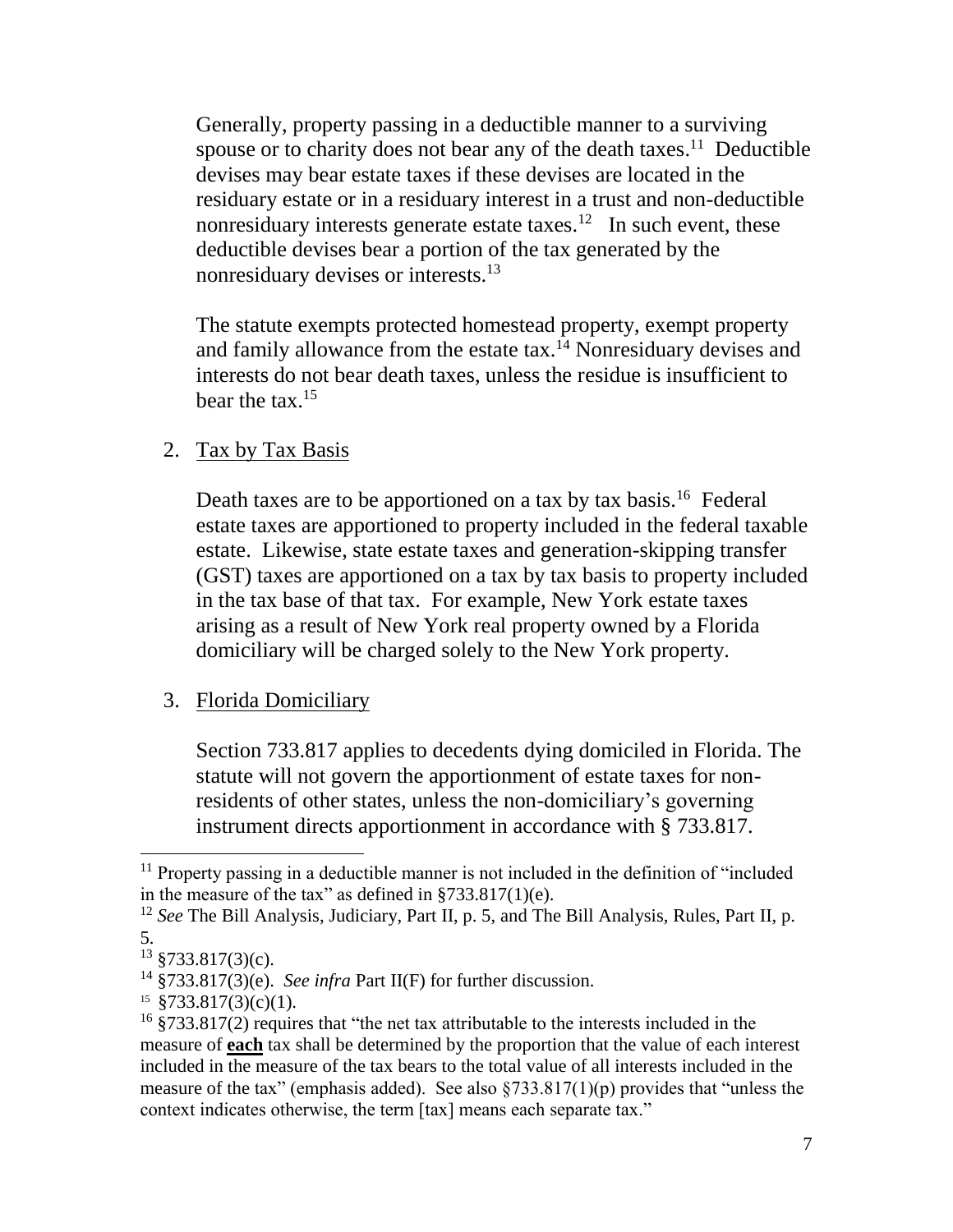Generally, property passing in a deductible manner to a surviving spouse or to charity does not bear any of the death taxes.[11] Deductible devises may bear estate taxes if these devises are located in the residuary estate or in a residuary interest in a trust and non-deductible nonresiduary interests generate estate taxes.[12] In such event, these deductible devises bear a portion of the tax generated by the nonresiduary devises or interests.[13]

The statute exempts protected homestead property, exempt property and family allowance from the estate tax.[14] Nonresiduary devises and interests do not bear death taxes, unless the residue is insufficient to bear the tax.[15]

2. <u>Tax by Tax Basis</u>

Death taxes are to be apportioned on a tax by tax basis.[16] Federal estate taxes are apportioned to property included in the federal taxable estate. Likewise, state estate taxes and generation-skipping transfer (GST) taxes are apportioned on a tax by tax basis to property included in the tax base of that tax. For example, New York estate taxes arising as a result of New York real property owned by a Florida domiciliary will be charged solely to the New York property.

3. <u>Florida Domiciliary</u>

Section 733.817 applies to decedents dying domiciled in Florida. The statute will not govern the apportionment of estate taxes for non-residents of other states, unless the non-domiciliary's governing instrument directs apportionment in accordance with § 733.817.

---

[11] Property passing in a deductible manner is not included in the definition of "included in the measure of the tax" as defined in §733.817(1)(e).

[12] *See* The Bill Analysis, Judiciary, Part II, p. 5, and The Bill Analysis, Rules, Part II, p. 5.

[13] §733.817(3)(c).

[14] §733.817(3)(e). *See infra* Part II(F) for further discussion.

[15] §733.817(3)(c)(1).

[16] §733.817(2) requires that "the net tax attributable to the interests included in the measure of **<u>each</u>** tax shall be determined by the proportion that the value of each interest included in the measure of the tax bears to the total value of all interests included in the measure of the tax" (emphasis added). See also §733.817(1)(p) provides that "unless the context indicates otherwise, the term [tax] means each separate tax."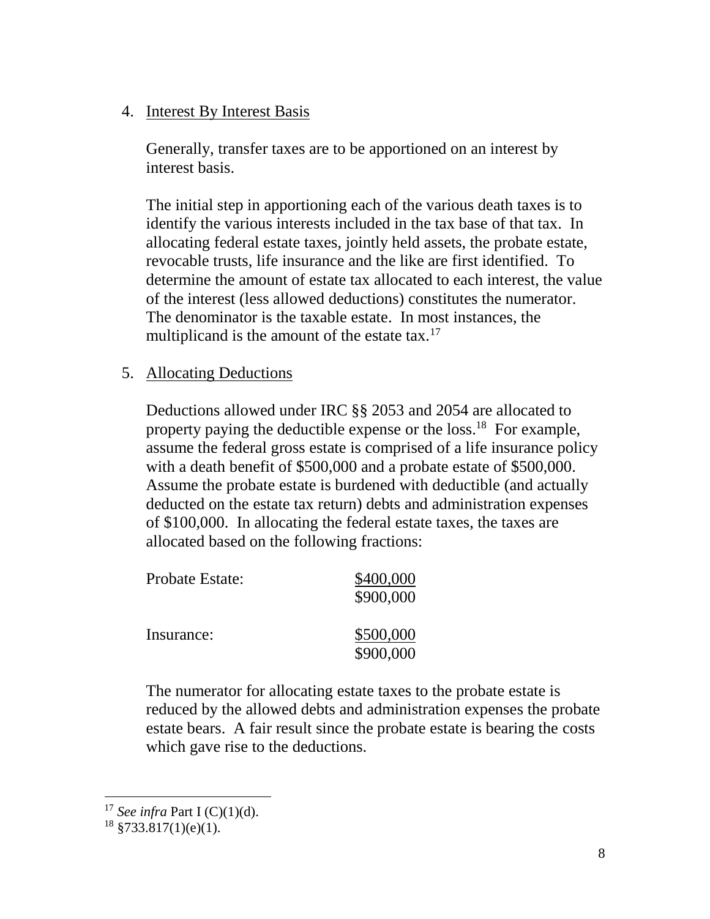4. Interest By Interest Basis

   Generally, transfer taxes are to be apportioned on an interest by interest basis.

   The initial step in apportioning each of the various death taxes is to identify the various interests included in the tax base of that tax. In allocating federal estate taxes, jointly held assets, the probate estate, revocable trusts, life insurance and the like are first identified. To determine the amount of estate tax allocated to each interest, the value of the interest (less allowed deductions) constitutes the numerator. The denominator is the taxable estate. In most instances, the multiplicand is the amount of the estate tax.[17]

5. Allocating Deductions

   Deductions allowed under IRC §§ 2053 and 2054 are allocated to property paying the deductible expense or the loss.[18] For example, assume the federal gross estate is comprised of a life insurance policy with a death benefit of \$500,000 and a probate estate of \$500,000. Assume the probate estate is burdened with deductible (and actually deducted on the estate tax return) debts and administration expenses of \$100,000. In allocating the federal estate taxes, the taxes are allocated based on the following fractions:

   Probate Estate: $\frac{\$400{,}000}{\$900{,}000}$

   Insurance: $\frac{\$500{,}000}{\$900{,}000}$

   The numerator for allocating estate taxes to the probate estate is reduced by the allowed debts and administration expenses the probate estate bears. A fair result since the probate estate is bearing the costs which gave rise to the deductions.

---

[17] *See infra* Part I (C)(1)(d).

[18] §733.817(1)(e)(1).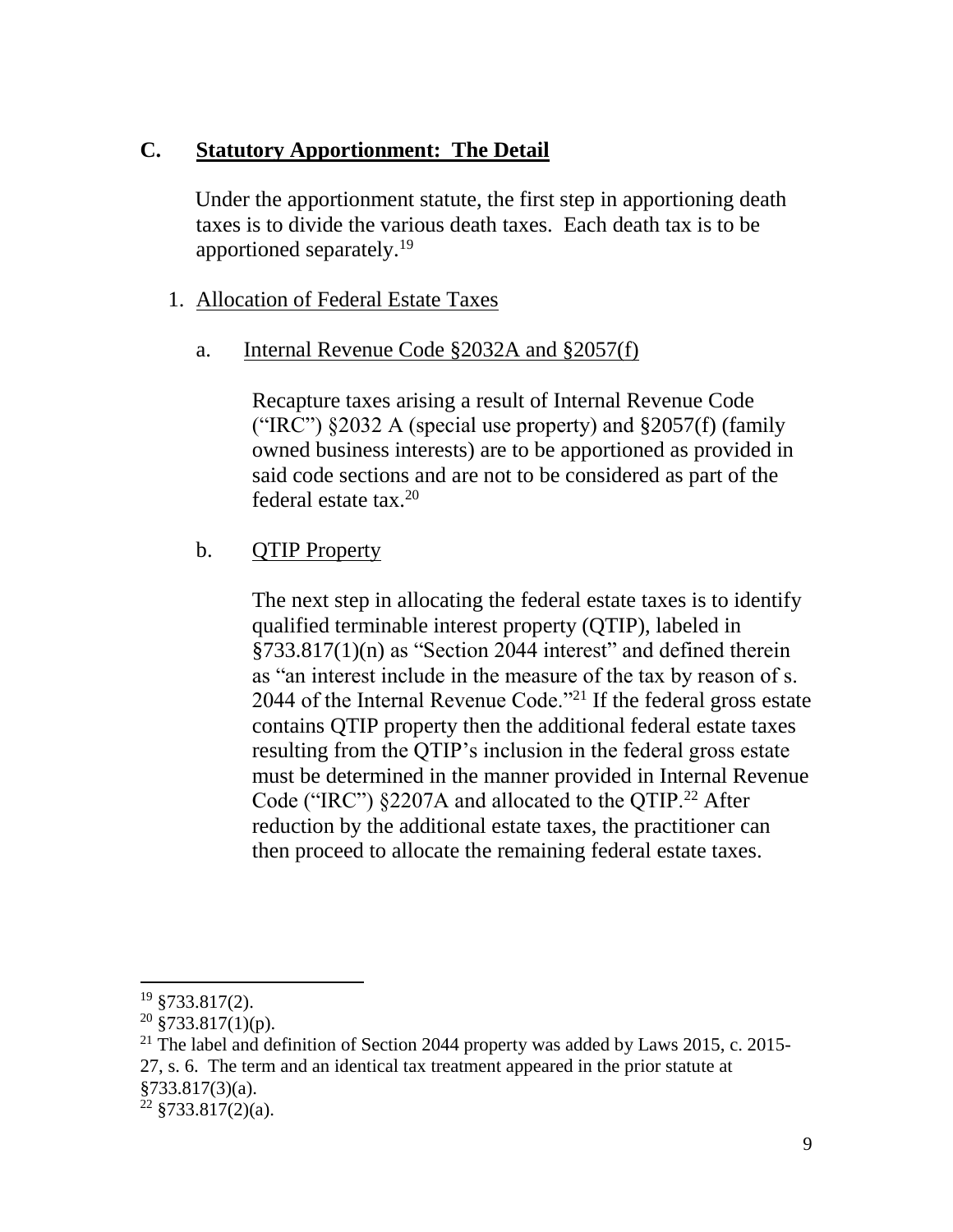## C. **Statutory Apportionment: The Detail**

Under the apportionment statute, the first step in apportioning death taxes is to divide the various death taxes. Each death tax is to be apportioned separately.[19]

1. Allocation of Federal Estate Taxes

   a. Internal Revenue Code §2032A and §2057(f)

   Recapture taxes arising a result of Internal Revenue Code ("IRC") §2032 A (special use property) and §2057(f) (family owned business interests) are to be apportioned as provided in said code sections and are not to be considered as part of the federal estate tax.[20]

   b. QTIP Property

   The next step in allocating the federal estate taxes is to identify qualified terminable interest property (QTIP), labeled in §733.817(1)(n) as "Section 2044 interest" and defined therein as "an interest include in the measure of the tax by reason of s. 2044 of the Internal Revenue Code."[21] If the federal gross estate contains QTIP property then the additional federal estate taxes resulting from the QTIP's inclusion in the federal gross estate must be determined in the manner provided in Internal Revenue Code ("IRC") §2207A and allocated to the QTIP.[22] After reduction by the additional estate taxes, the practitioner can then proceed to allocate the remaining federal estate taxes.

---

[19] §733.817(2).

[20] §733.817(1)(p).

[21] The label and definition of Section 2044 property was added by Laws 2015, c. 2015-27, s. 6. The term and an identical tax treatment appeared in the prior statute at §733.817(3)(a).

[22] §733.817(2)(a).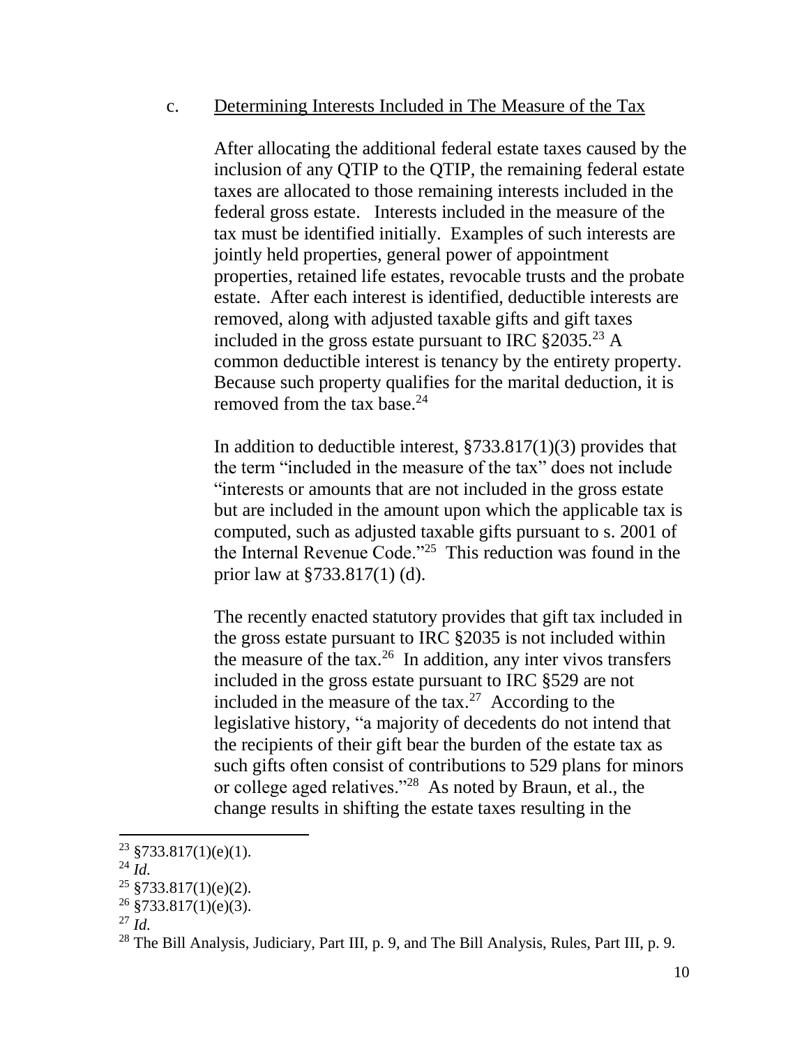c. Determining Interests Included in The Measure of the Tax

After allocating the additional federal estate taxes caused by the inclusion of any QTIP to the QTIP, the remaining federal estate taxes are allocated to those remaining interests included in the federal gross estate. Interests included in the measure of the tax must be identified initially. Examples of such interests are jointly held properties, general power of appointment properties, retained life estates, revocable trusts and the probate estate. After each interest is identified, deductible interests are removed, along with adjusted taxable gifts and gift taxes included in the gross estate pursuant to IRC §2035.[23] A common deductible interest is tenancy by the entirety property. Because such property qualifies for the marital deduction, it is removed from the tax base.[24]

In addition to deductible interest, §733.817(1)(3) provides that the term "included in the measure of the tax" does not include "interests or amounts that are not included in the gross estate but are included in the amount upon which the applicable tax is computed, such as adjusted taxable gifts pursuant to s. 2001 of the Internal Revenue Code."[25] This reduction was found in the prior law at §733.817(1) (d).

The recently enacted statutory provides that gift tax included in the gross estate pursuant to IRC §2035 is not included within the measure of the tax.[26] In addition, any inter vivos transfers included in the gross estate pursuant to IRC §529 are not included in the measure of the tax.[27] According to the legislative history, "a majority of decedents do not intend that the recipients of their gift bear the burden of the estate tax as such gifts often consist of contributions to 529 plans for minors or college aged relatives."[28] As noted by Braun, et al., the change results in shifting the estate taxes resulting in the

---

[23] §733.817(1)(e)(1).

[24] *Id.*

[25] §733.817(1)(e)(2).

[26] §733.817(1)(e)(3).

[27] *Id.*

[28] The Bill Analysis, Judiciary, Part III, p. 9, and The Bill Analysis, Rules, Part III, p. 9.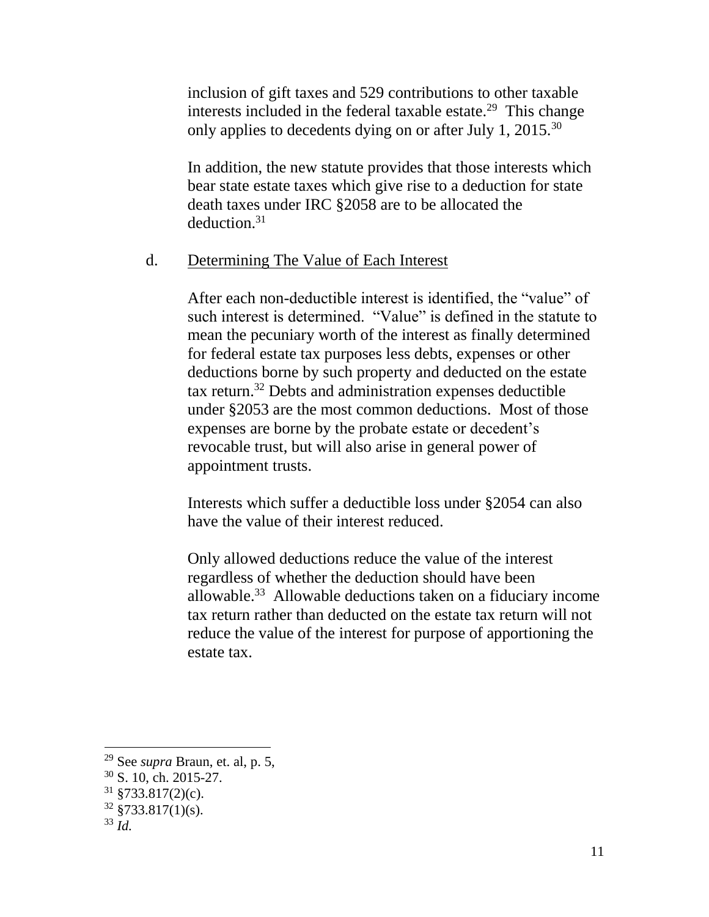inclusion of gift taxes and 529 contributions to other taxable interests included in the federal taxable estate.[29] This change only applies to decedents dying on or after July 1, 2015.[30]

In addition, the new statute provides that those interests which bear state estate taxes which give rise to a deduction for state death taxes under IRC §2058 are to be allocated the deduction.[31]

d. Determining The Value of Each Interest

After each non-deductible interest is identified, the "value" of such interest is determined. "Value" is defined in the statute to mean the pecuniary worth of the interest as finally determined for federal estate tax purposes less debts, expenses or other deductions borne by such property and deducted on the estate tax return.[32] Debts and administration expenses deductible under §2053 are the most common deductions. Most of those expenses are borne by the probate estate or decedent's revocable trust, but will also arise in general power of appointment trusts.

Interests which suffer a deductible loss under §2054 can also have the value of their interest reduced.

Only allowed deductions reduce the value of the interest regardless of whether the deduction should have been allowable.[33] Allowable deductions taken on a fiduciary income tax return rather than deducted on the estate tax return will not reduce the value of the interest for purpose of apportioning the estate tax.

---

[29] See *supra* Braun, et. al, p. 5,
[30] S. 10, ch. 2015-27.
[31] §733.817(2)(c).
[32] §733.817(1)(s).
[33] *Id.*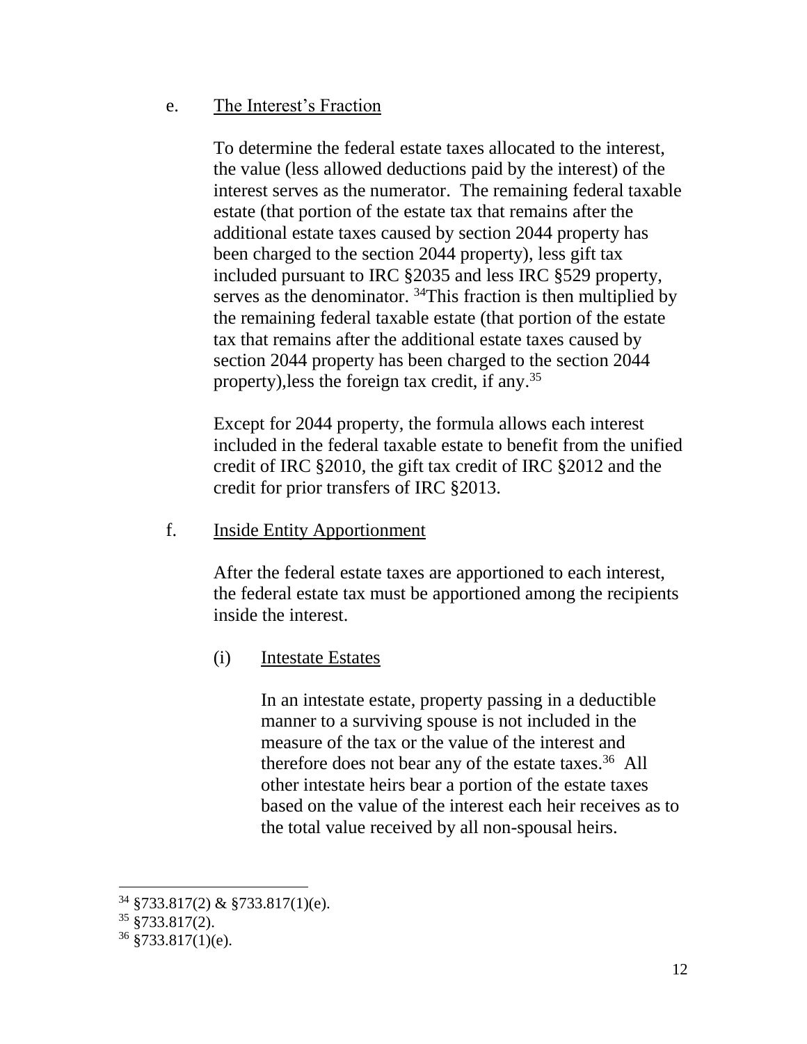### e. The Interest's Fraction

To determine the federal estate taxes allocated to the interest, the value (less allowed deductions paid by the interest) of the interest serves as the numerator. The remaining federal taxable estate (that portion of the estate tax that remains after the additional estate taxes caused by section 2044 property has been charged to the section 2044 property), less gift tax included pursuant to IRC §2035 and less IRC §529 property, serves as the denominator. [34]This fraction is then multiplied by the remaining federal taxable estate (that portion of the estate tax that remains after the additional estate taxes caused by section 2044 property has been charged to the section 2044 property),less the foreign tax credit, if any.[35]

Except for 2044 property, the formula allows each interest included in the federal taxable estate to benefit from the unified credit of IRC §2010, the gift tax credit of IRC §2012 and the credit for prior transfers of IRC §2013.

### f. Inside Entity Apportionment

After the federal estate taxes are apportioned to each interest, the federal estate tax must be apportioned among the recipients inside the interest.

#### (i) Intestate Estates

In an intestate estate, property passing in a deductible manner to a surviving spouse is not included in the measure of the tax or the value of the interest and therefore does not bear any of the estate taxes.[36] All other intestate heirs bear a portion of the estate taxes based on the value of the interest each heir receives as to the total value received by all non-spousal heirs.

---

[34] §733.817(2) & §733.817(1)(e).

[35] §733.817(2).

[36] §733.817(1)(e).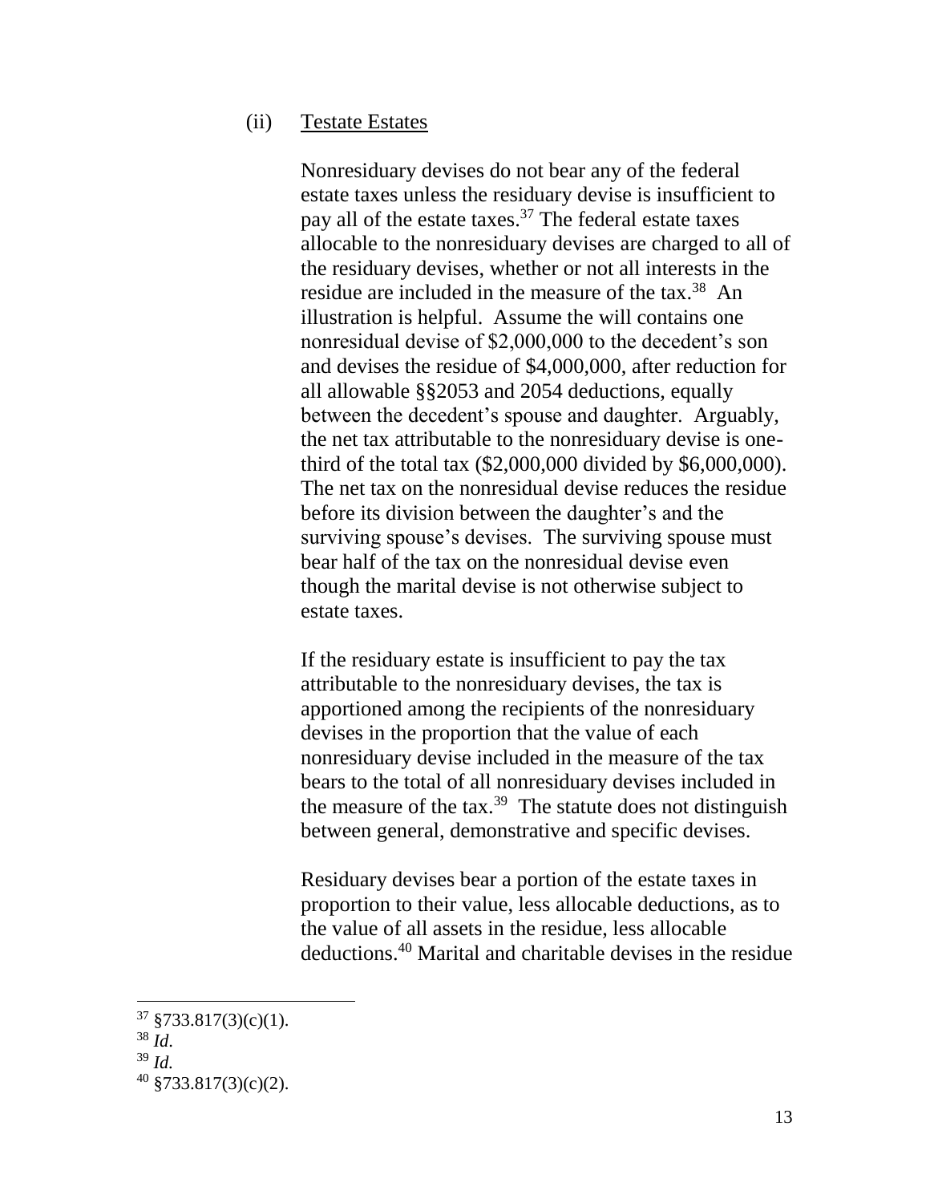### (ii) Testate Estates

Nonresiduary devises do not bear any of the federal estate taxes unless the residuary devise is insufficient to pay all of the estate taxes.[37] The federal estate taxes allocable to the nonresiduary devises are charged to all of the residuary devises, whether or not all interests in the residue are included in the measure of the tax.[38] An illustration is helpful. Assume the will contains one nonresidual devise of $2,000,000 to the decedent's son and devises the residue of $4,000,000, after reduction for all allowable §§2053 and 2054 deductions, equally between the decedent's spouse and daughter. Arguably, the net tax attributable to the nonresiduary devise is one-third of the total tax ($2,000,000 divided by $6,000,000). The net tax on the nonresidual devise reduces the residue before its division between the daughter's and the surviving spouse's devises. The surviving spouse must bear half of the tax on the nonresidual devise even though the marital devise is not otherwise subject to estate taxes.

If the residuary estate is insufficient to pay the tax attributable to the nonresiduary devises, the tax is apportioned among the recipients of the nonresiduary devises in the proportion that the value of each nonresiduary devise included in the measure of the tax bears to the total of all nonresiduary devises included in the measure of the tax.[39] The statute does not distinguish between general, demonstrative and specific devises.

Residuary devises bear a portion of the estate taxes in proportion to their value, less allocable deductions, as to the value of all assets in the residue, less allocable deductions.[40] Marital and charitable devises in the residue

---

[37] §733.817(3)(c)(1).

[38] *Id.*

[39] *Id.*

[40] §733.817(3)(c)(2).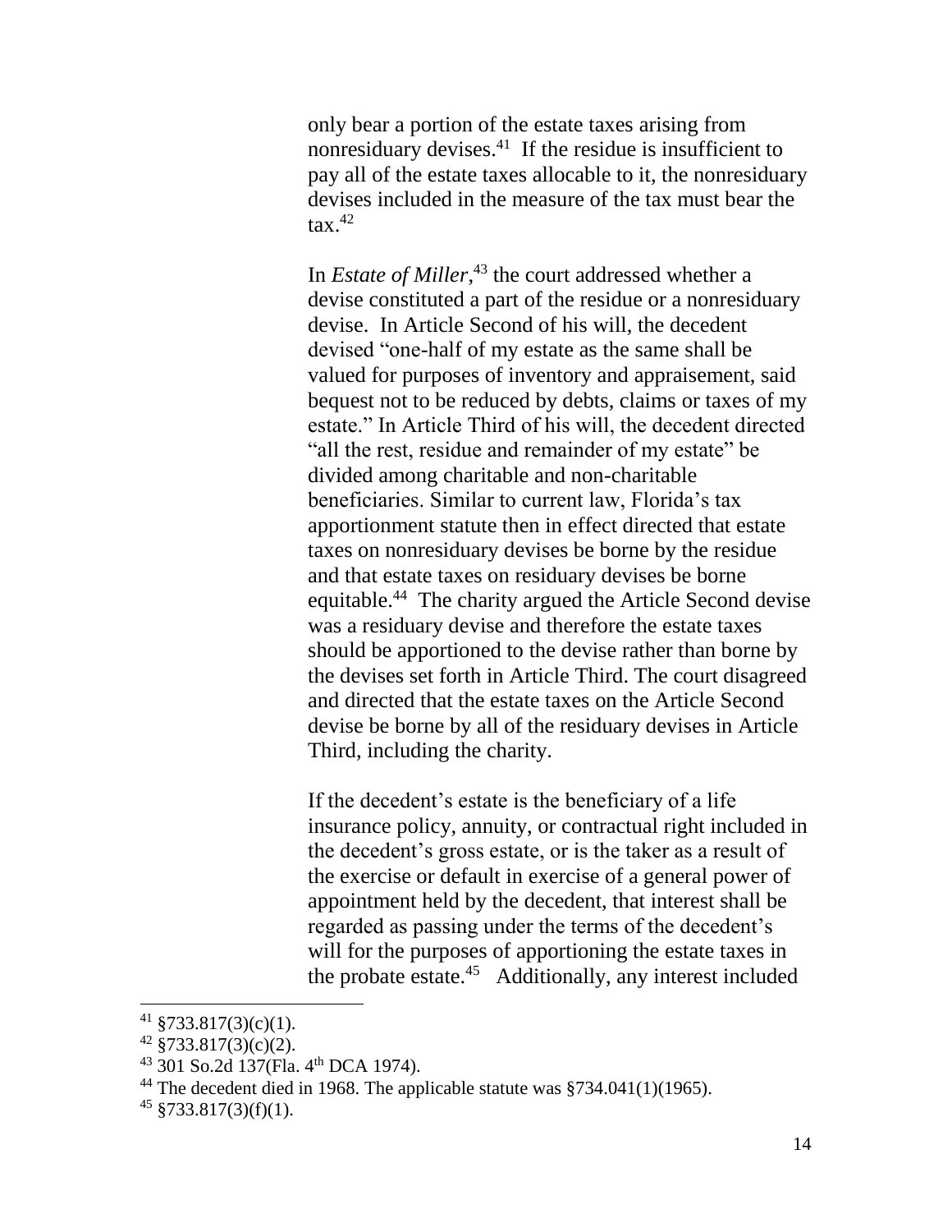only bear a portion of the estate taxes arising from nonresiduary devises.[41] If the residue is insufficient to pay all of the estate taxes allocable to it, the nonresiduary devises included in the measure of the tax must bear the tax.[42]

In *Estate of Miller*,[43] the court addressed whether a devise constituted a part of the residue or a nonresiduary devise. In Article Second of his will, the decedent devised "one-half of my estate as the same shall be valued for purposes of inventory and appraisement, said bequest not to be reduced by debts, claims or taxes of my estate." In Article Third of his will, the decedent directed "all the rest, residue and remainder of my estate" be divided among charitable and non-charitable beneficiaries. Similar to current law, Florida's tax apportionment statute then in effect directed that estate taxes on nonresiduary devises be borne by the residue and that estate taxes on residuary devises be borne equitable.[44] The charity argued the Article Second devise was a residuary devise and therefore the estate taxes should be apportioned to the devise rather than borne by the devises set forth in Article Third. The court disagreed and directed that the estate taxes on the Article Second devise be borne by all of the residuary devises in Article Third, including the charity.

If the decedent's estate is the beneficiary of a life insurance policy, annuity, or contractual right included in the decedent's gross estate, or is the taker as a result of the exercise or default in exercise of a general power of appointment held by the decedent, that interest shall be regarded as passing under the terms of the decedent's will for the purposes of apportioning the estate taxes in the probate estate.[45] Additionally, any interest included

---

[41] §733.817(3)(c)(1).

[42] §733.817(3)(c)(2).

[43] 301 So.2d 137(Fla. 4th DCA 1974).

[44] The decedent died in 1968. The applicable statute was §734.041(1)(1965).

[45] §733.817(3)(f)(1).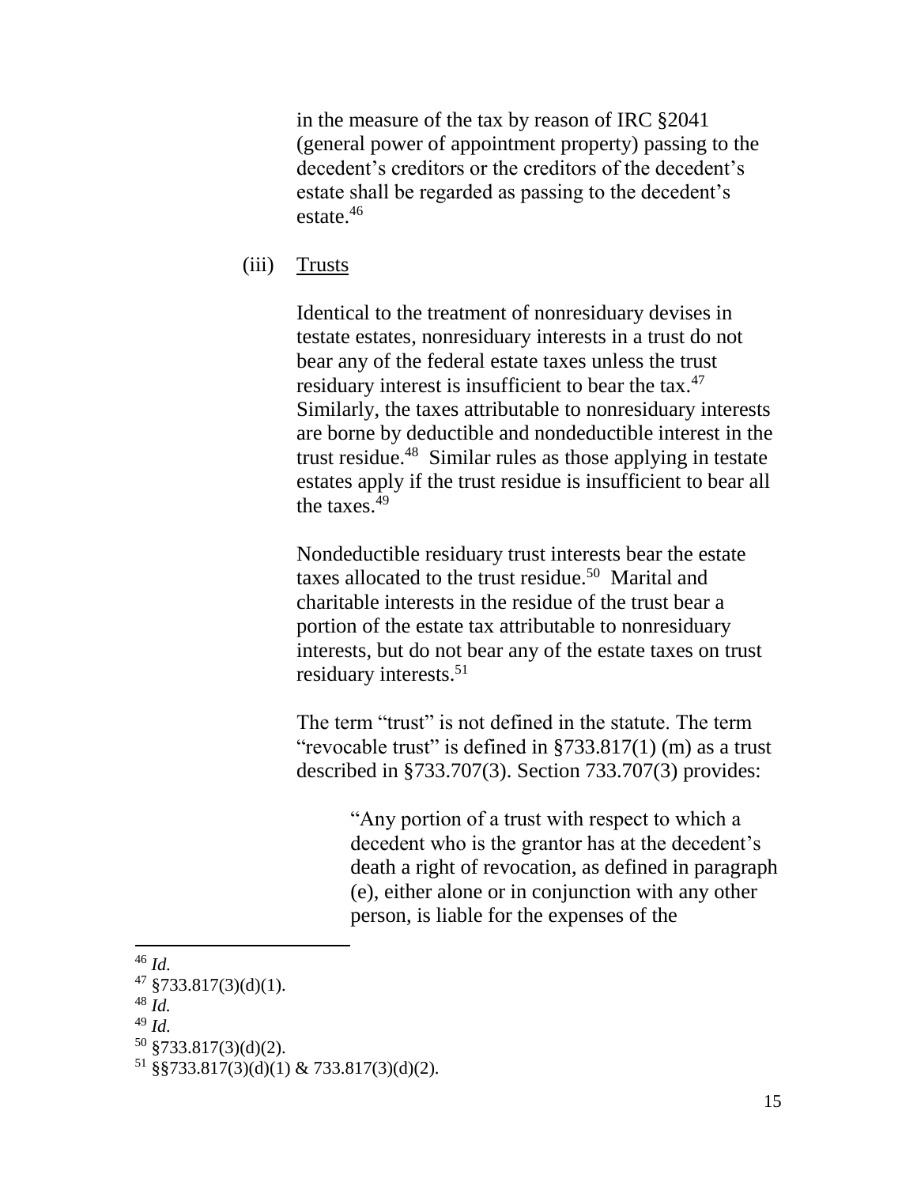in the measure of the tax by reason of IRC §2041 (general power of appointment property) passing to the decedent's creditors or the creditors of the decedent's estate shall be regarded as passing to the decedent's estate.[46]

(iii) Trusts

Identical to the treatment of nonresiduary devises in testate estates, nonresiduary interests in a trust do not bear any of the federal estate taxes unless the trust residuary interest is insufficient to bear the tax.[47] Similarly, the taxes attributable to nonresiduary interests are borne by deductible and nondeductible interest in the trust residue.[48] Similar rules as those applying in testate estates apply if the trust residue is insufficient to bear all the taxes.[49]

Nondeductible residuary trust interests bear the estate taxes allocated to the trust residue.[50] Marital and charitable interests in the residue of the trust bear a portion of the estate tax attributable to nonresiduary interests, but do not bear any of the estate taxes on trust residuary interests.[51]

The term "trust" is not defined in the statute. The term "revocable trust" is defined in §733.817(1) (m) as a trust described in §733.707(3). Section 733.707(3) provides:

> "Any portion of a trust with respect to which a decedent who is the grantor has at the decedent's death a right of revocation, as defined in paragraph (e), either alone or in conjunction with any other person, is liable for the expenses of the

---

[46] *Id.*

[47] §733.817(3)(d)(1).

[48] *Id.*

[49] *Id.*

[50] §733.817(3)(d)(2).

[51] §§733.817(3)(d)(1) & 733.817(3)(d)(2).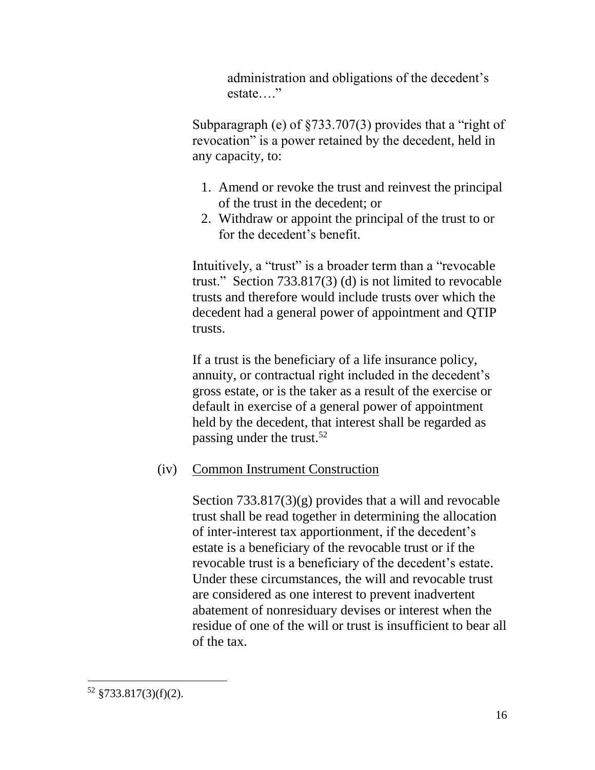administration and obligations of the decedent's estate…."

Subparagraph (e) of §733.707(3) provides that a "right of revocation" is a power retained by the decedent, held in any capacity, to:

1. Amend or revoke the trust and reinvest the principal of the trust in the decedent; or
2. Withdraw or appoint the principal of the trust to or for the decedent's benefit.

Intuitively, a "trust" is a broader term than a "revocable trust." Section 733.817(3) (d) is not limited to revocable trusts and therefore would include trusts over which the decedent had a general power of appointment and QTIP trusts.

If a trust is the beneficiary of a life insurance policy, annuity, or contractual right included in the decedent's gross estate, or is the taker as a result of the exercise or default in exercise of a general power of appointment held by the decedent, that interest shall be regarded as passing under the trust.[52]

(iv) Common Instrument Construction

Section 733.817(3)(g) provides that a will and revocable trust shall be read together in determining the allocation of inter-interest tax apportionment, if the decedent's estate is a beneficiary of the revocable trust or if the revocable trust is a beneficiary of the decedent's estate. Under these circumstances, the will and revocable trust are considered as one interest to prevent inadvertent abatement of nonresiduary devises or interest when the residue of one of the will or trust is insufficient to bear all of the tax.

[52] §733.817(3)(f)(2).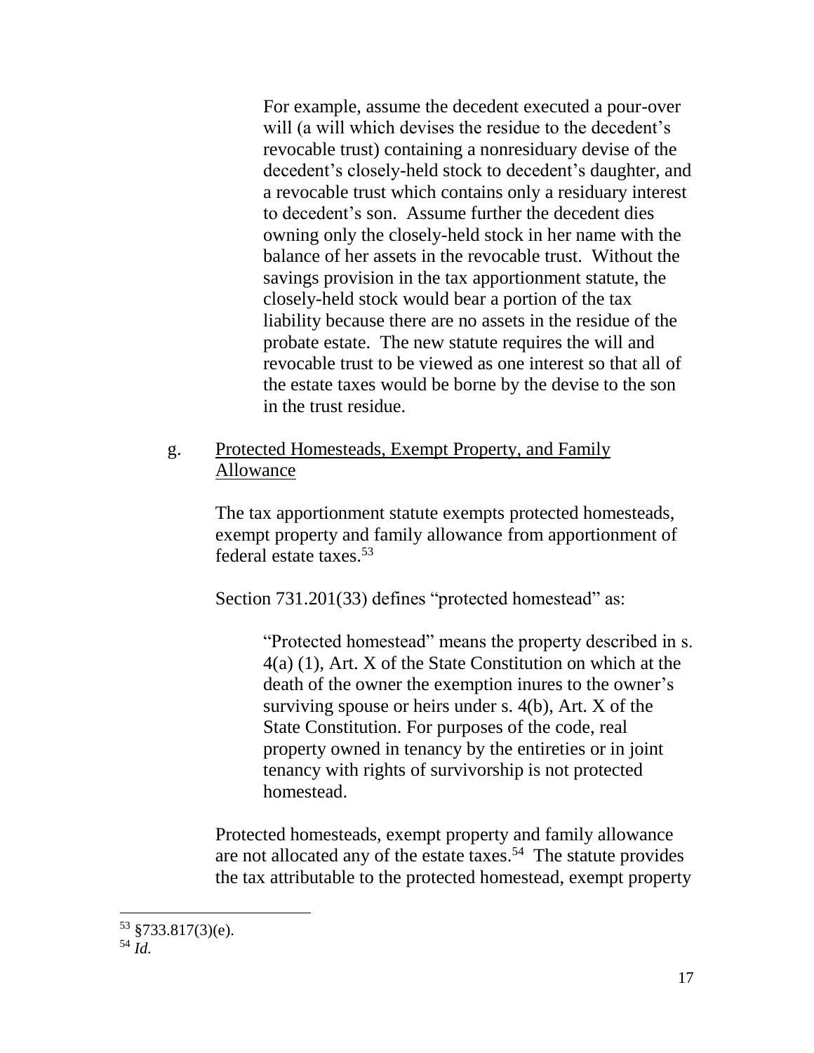> For example, assume the decedent executed a pour-over will (a will which devises the residue to the decedent's revocable trust) containing a nonresiduary devise of the decedent's closely-held stock to decedent's daughter, and a revocable trust which contains only a residuary interest to decedent's son. Assume further the decedent dies owning only the closely-held stock in her name with the balance of her assets in the revocable trust. Without the savings provision in the tax apportionment statute, the closely-held stock would bear a portion of the tax liability because there are no assets in the residue of the probate estate. The new statute requires the will and revocable trust to be viewed as one interest so that all of the estate taxes would be borne by the devise to the son in the trust residue.

g. Protected Homesteads, Exempt Property, and Family Allowance

The tax apportionment statute exempts protected homesteads, exempt property and family allowance from apportionment of federal estate taxes.[53]

Section 731.201(33) defines "protected homestead" as:

> "Protected homestead" means the property described in s. 4(a) (1), Art. X of the State Constitution on which at the death of the owner the exemption inures to the owner's surviving spouse or heirs under s. 4(b), Art. X of the State Constitution. For purposes of the code, real property owned in tenancy by the entireties or in joint tenancy with rights of survivorship is not protected homestead.

Protected homesteads, exempt property and family allowance are not allocated any of the estate taxes.[54] The statute provides the tax attributable to the protected homestead, exempt property

---

[53] §733.817(3)(e).

[54] *Id.*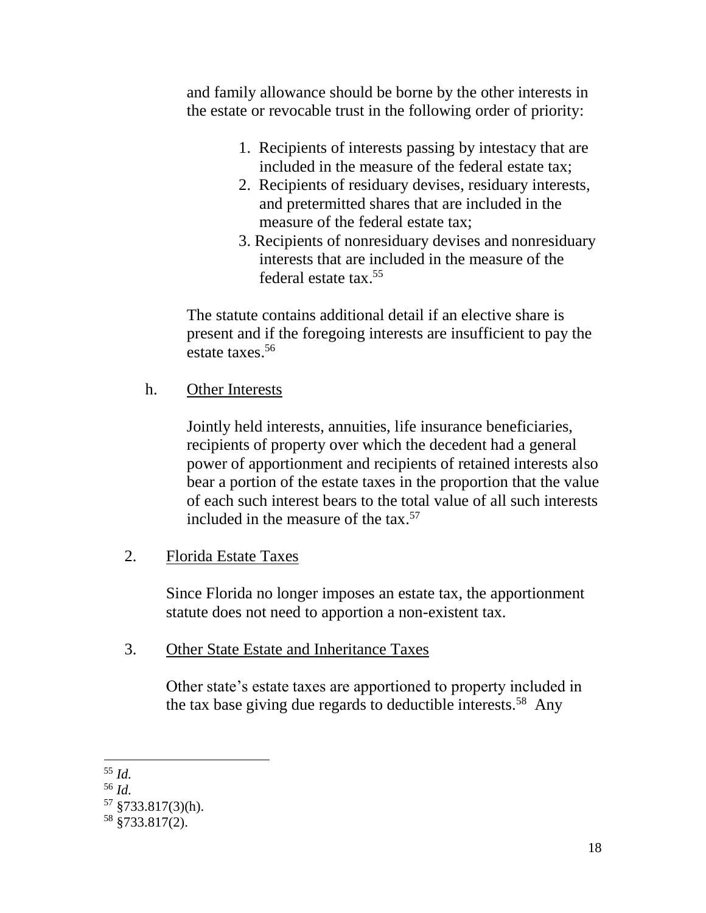and family allowance should be borne by the other interests in the estate or revocable trust in the following order of priority:

1. Recipients of interests passing by intestacy that are included in the measure of the federal estate tax;
2. Recipients of residuary devises, residuary interests, and pretermitted shares that are included in the measure of the federal estate tax;
3. Recipients of nonresiduary devises and nonresiduary interests that are included in the measure of the federal estate tax.[55]

The statute contains additional detail if an elective share is present and if the foregoing interests are insufficient to pay the estate taxes.[56]

h. <u>Other Interests</u>

Jointly held interests, annuities, life insurance beneficiaries, recipients of property over which the decedent had a general power of apportionment and recipients of retained interests also bear a portion of the estate taxes in the proportion that the value of each such interest bears to the total value of all such interests included in the measure of the tax.[57]

2. <u>Florida Estate Taxes</u>

Since Florida no longer imposes an estate tax, the apportionment statute does not need to apportion a non-existent tax.

3. <u>Other State Estate and Inheritance Taxes</u>

Other state's estate taxes are apportioned to property included in the tax base giving due regards to deductible interests.[58] Any

---

[55] *Id.*

[56] *Id.*

[57] §733.817(3)(h).

[58] §733.817(2).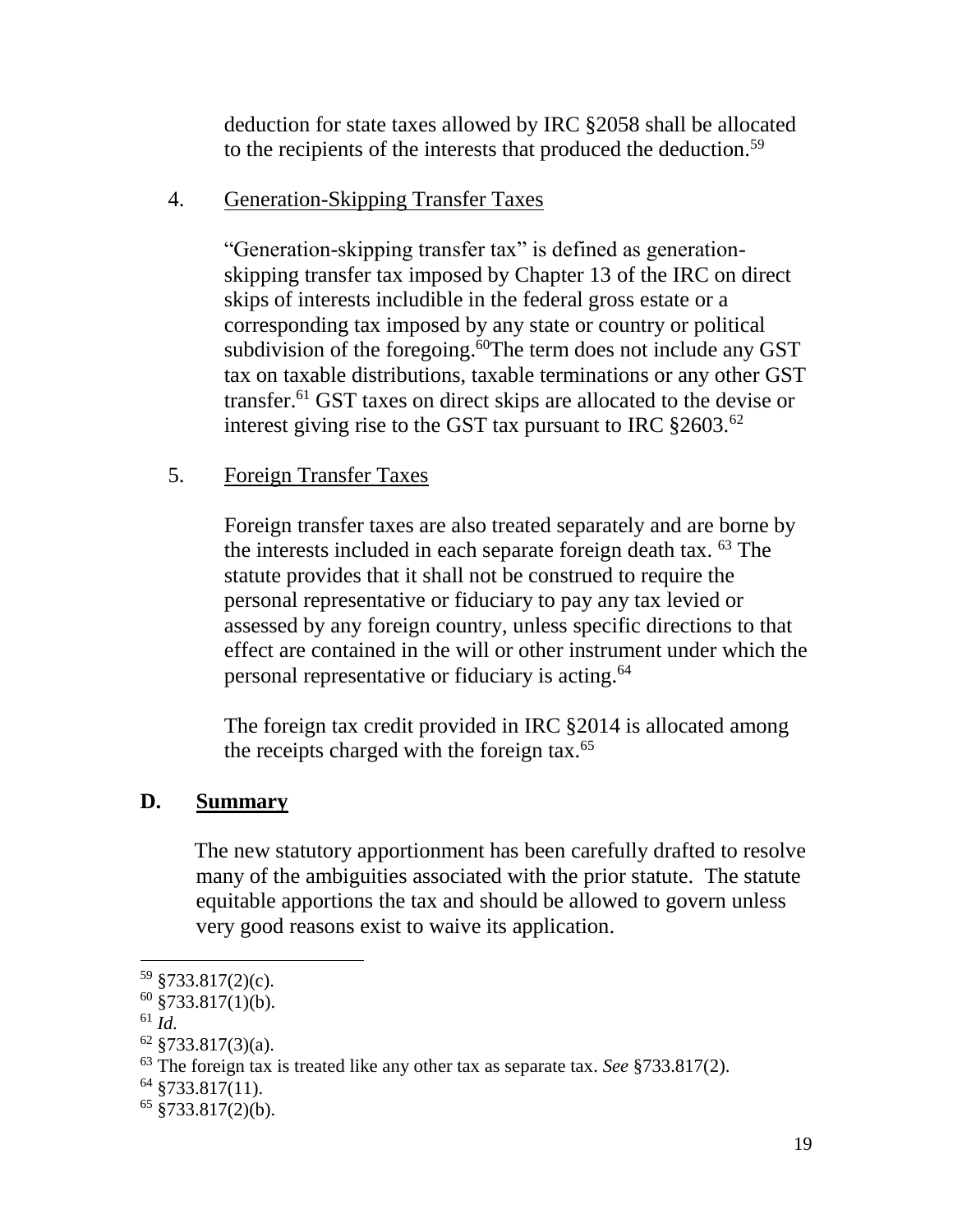deduction for state taxes allowed by IRC §2058 shall be allocated to the recipients of the interests that produced the deduction.[59]

4. Generation-Skipping Transfer Taxes

"Generation-skipping transfer tax" is defined as generation-skipping transfer tax imposed by Chapter 13 of the IRC on direct skips of interests includible in the federal gross estate or a corresponding tax imposed by any state or country or political subdivision of the foregoing.[60]The term does not include any GST tax on taxable distributions, taxable terminations or any other GST transfer.[61] GST taxes on direct skips are allocated to the devise or interest giving rise to the GST tax pursuant to IRC §2603.[62]

5. Foreign Transfer Taxes

Foreign transfer taxes are also treated separately and are borne by the interests included in each separate foreign death tax. [63] The statute provides that it shall not be construed to require the personal representative or fiduciary to pay any tax levied or assessed by any foreign country, unless specific directions to that effect are contained in the will or other instrument under which the personal representative or fiduciary is acting.[64]

The foreign tax credit provided in IRC §2014 is allocated among the receipts charged with the foreign tax.[65]

## D. Summary

The new statutory apportionment has been carefully drafted to resolve many of the ambiguities associated with the prior statute. The statute equitable apportions the tax and should be allowed to govern unless very good reasons exist to waive its application.

---

[59] §733.817(2)(c).
[60] §733.817(1)(b).
[61] *Id.*
[62] §733.817(3)(a).
[63] The foreign tax is treated like any other tax as separate tax. *See* §733.817(2).
[64] §733.817(11).
[65] §733.817(2)(b).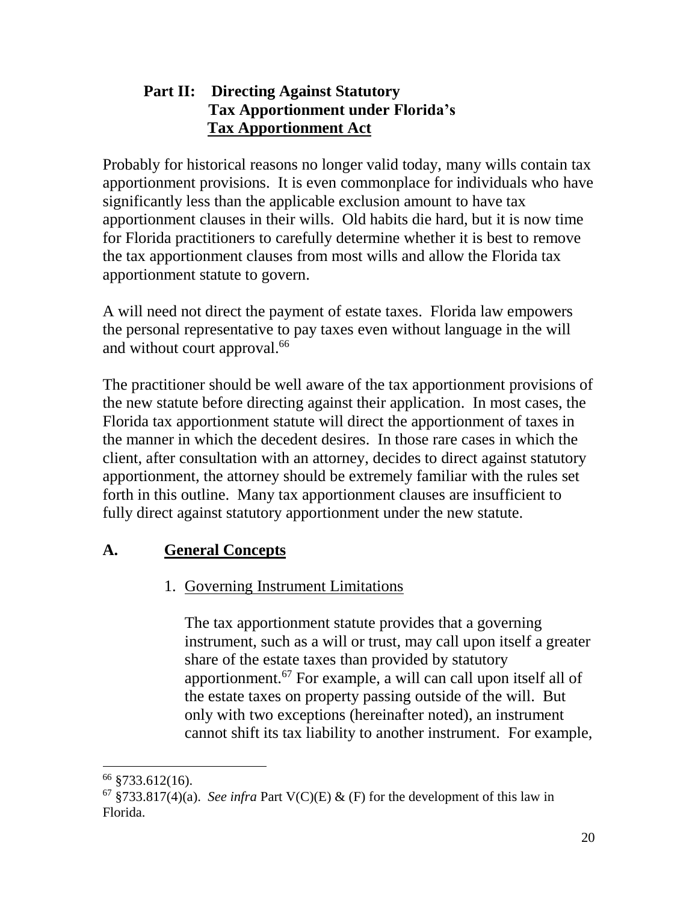## Part II: Directing Against Statutory Tax Apportionment under Florida's Tax Apportionment Act

Probably for historical reasons no longer valid today, many wills contain tax apportionment provisions. It is even commonplace for individuals who have significantly less than the applicable exclusion amount to have tax apportionment clauses in their wills. Old habits die hard, but it is now time for Florida practitioners to carefully determine whether it is best to remove the tax apportionment clauses from most wills and allow the Florida tax apportionment statute to govern.

A will need not direct the payment of estate taxes. Florida law empowers the personal representative to pay taxes even without language in the will and without court approval.[66]

The practitioner should be well aware of the tax apportionment provisions of the new statute before directing against their application. In most cases, the Florida tax apportionment statute will direct the apportionment of taxes in the manner in which the decedent desires. In those rare cases in which the client, after consultation with an attorney, decides to direct against statutory apportionment, the attorney should be extremely familiar with the rules set forth in this outline. Many tax apportionment clauses are insufficient to fully direct against statutory apportionment under the new statute.

### A. General Concepts

1. Governing Instrument Limitations

   The tax apportionment statute provides that a governing instrument, such as a will or trust, may call upon itself a greater share of the estate taxes than provided by statutory apportionment.[67] For example, a will can call upon itself all of the estate taxes on property passing outside of the will. But only with two exceptions (hereinafter noted), an instrument cannot shift its tax liability to another instrument. For example,

---

[66] §733.612(16).

[67] §733.817(4)(a). *See infra* Part V(C)(E) & (F) for the development of this law in Florida.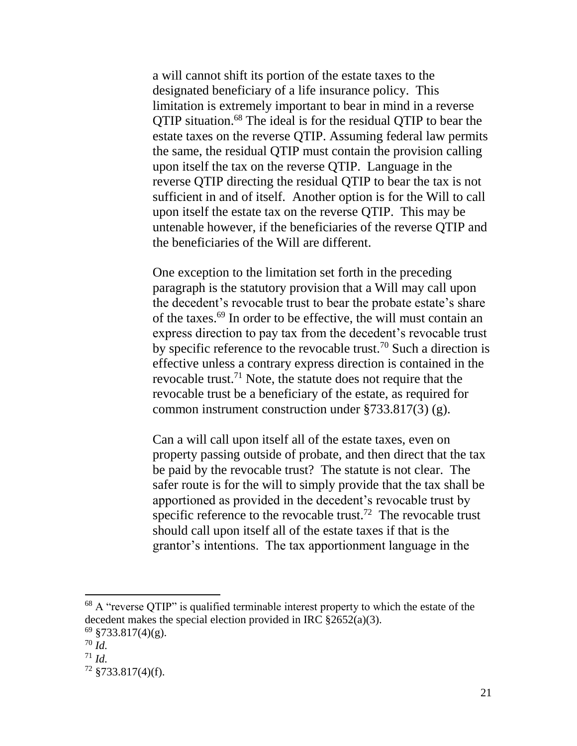a will cannot shift its portion of the estate taxes to the designated beneficiary of a life insurance policy. This limitation is extremely important to bear in mind in a reverse QTIP situation.[68] The ideal is for the residual QTIP to bear the estate taxes on the reverse QTIP. Assuming federal law permits the same, the residual QTIP must contain the provision calling upon itself the tax on the reverse QTIP. Language in the reverse QTIP directing the residual QTIP to bear the tax is not sufficient in and of itself. Another option is for the Will to call upon itself the estate tax on the reverse QTIP. This may be untenable however, if the beneficiaries of the reverse QTIP and the beneficiaries of the Will are different.

One exception to the limitation set forth in the preceding paragraph is the statutory provision that a Will may call upon the decedent's revocable trust to bear the probate estate's share of the taxes.[69] In order to be effective, the will must contain an express direction to pay tax from the decedent's revocable trust by specific reference to the revocable trust.[70] Such a direction is effective unless a contrary express direction is contained in the revocable trust.[71] Note, the statute does not require that the revocable trust be a beneficiary of the estate, as required for common instrument construction under §733.817(3) (g).

Can a will call upon itself all of the estate taxes, even on property passing outside of probate, and then direct that the tax be paid by the revocable trust? The statute is not clear. The safer route is for the will to simply provide that the tax shall be apportioned as provided in the decedent's revocable trust by specific reference to the revocable trust.[72] The revocable trust should call upon itself all of the estate taxes if that is the grantor's intentions. The tax apportionment language in the

---

[68] A "reverse QTIP" is qualified terminable interest property to which the estate of the decedent makes the special election provided in IRC §2652(a)(3).

[69] §733.817(4)(g).

[70] *Id.*

[71] *Id.*

[72] §733.817(4)(f).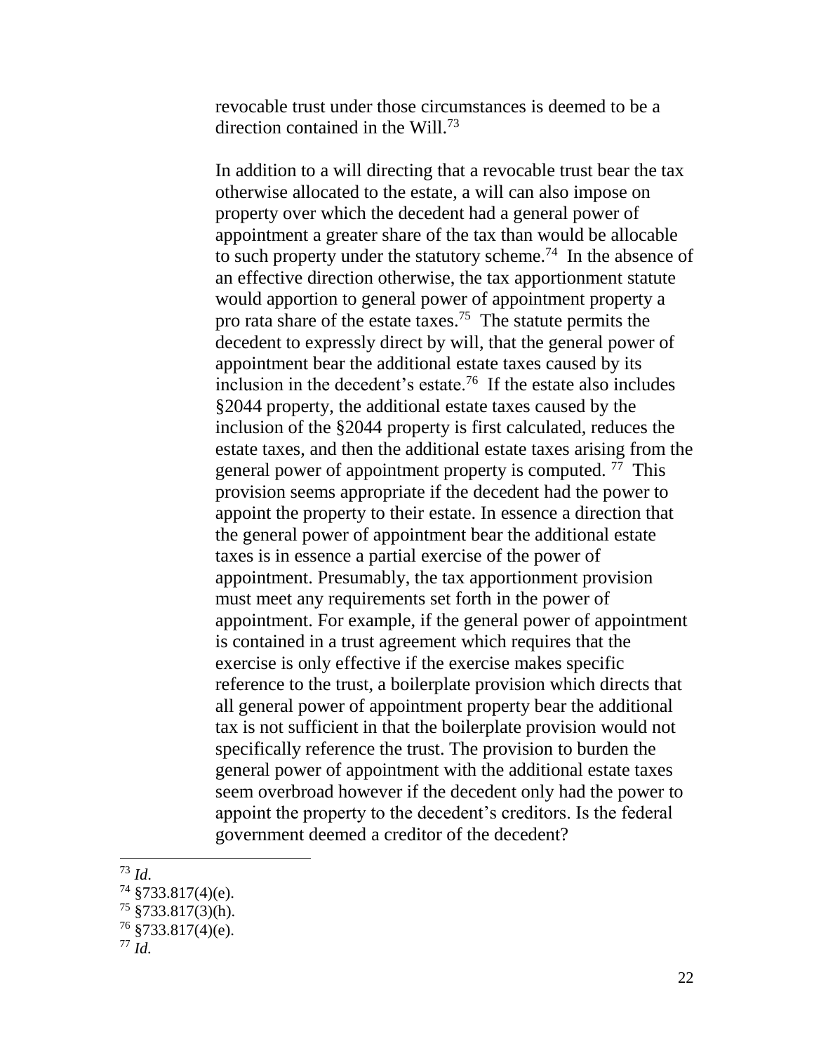revocable trust under those circumstances is deemed to be a direction contained in the Will.[73]

In addition to a will directing that a revocable trust bear the tax otherwise allocated to the estate, a will can also impose on property over which the decedent had a general power of appointment a greater share of the tax than would be allocable to such property under the statutory scheme.[74] In the absence of an effective direction otherwise, the tax apportionment statute would apportion to general power of appointment property a pro rata share of the estate taxes.[75] The statute permits the decedent to expressly direct by will, that the general power of appointment bear the additional estate taxes caused by its inclusion in the decedent's estate.[76] If the estate also includes §2044 property, the additional estate taxes caused by the inclusion of the §2044 property is first calculated, reduces the estate taxes, and then the additional estate taxes arising from the general power of appointment property is computed.[77] This provision seems appropriate if the decedent had the power to appoint the property to their estate. In essence a direction that the general power of appointment bear the additional estate taxes is in essence a partial exercise of the power of appointment. Presumably, the tax apportionment provision must meet any requirements set forth in the power of appointment. For example, if the general power of appointment is contained in a trust agreement which requires that the exercise is only effective if the exercise makes specific reference to the trust, a boilerplate provision which directs that all general power of appointment property bear the additional tax is not sufficient in that the boilerplate provision would not specifically reference the trust. The provision to burden the general power of appointment with the additional estate taxes seem overbroad however if the decedent only had the power to appoint the property to the decedent's creditors. Is the federal government deemed a creditor of the decedent?

---

[73] *Id.*

[74] §733.817(4)(e).

[75] §733.817(3)(h).

[76] §733.817(4)(e).

[77] *Id.*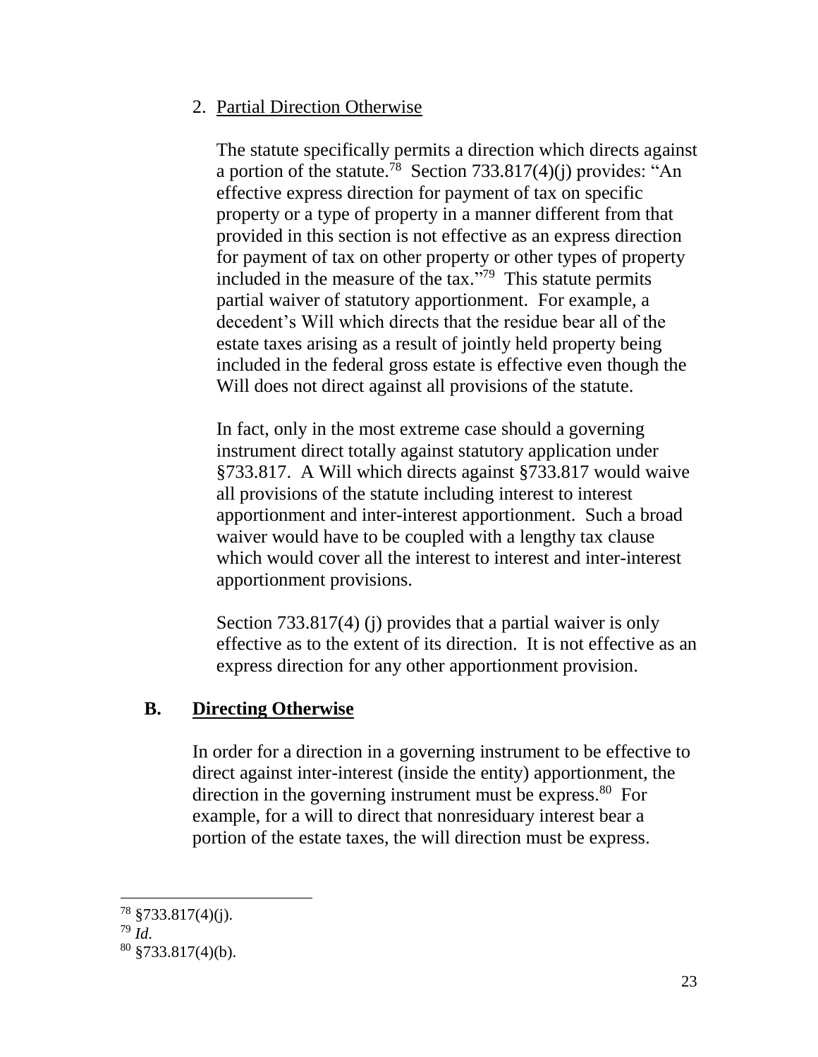2. Partial Direction Otherwise

The statute specifically permits a direction which directs against a portion of the statute.[78] Section 733.817(4)(j) provides: "An effective express direction for payment of tax on specific property or a type of property in a manner different from that provided in this section is not effective as an express direction for payment of tax on other property or other types of property included in the measure of the tax."[79] This statute permits partial waiver of statutory apportionment. For example, a decedent's Will which directs that the residue bear all of the estate taxes arising as a result of jointly held property being included in the federal gross estate is effective even though the Will does not direct against all provisions of the statute.

In fact, only in the most extreme case should a governing instrument direct totally against statutory application under §733.817. A Will which directs against §733.817 would waive all provisions of the statute including interest to interest apportionment and inter-interest apportionment. Such a broad waiver would have to be coupled with a lengthy tax clause which would cover all the interest to interest and inter-interest apportionment provisions.

Section 733.817(4) (j) provides that a partial waiver is only effective as to the extent of its direction. It is not effective as an express direction for any other apportionment provision.

## B. Directing Otherwise

In order for a direction in a governing instrument to be effective to direct against inter-interest (inside the entity) apportionment, the direction in the governing instrument must be express.[80] For example, for a will to direct that nonresiduary interest bear a portion of the estate taxes, the will direction must be express.

---

[78] §733.817(4)(j).

[79] *Id*.

[80] §733.817(4)(b).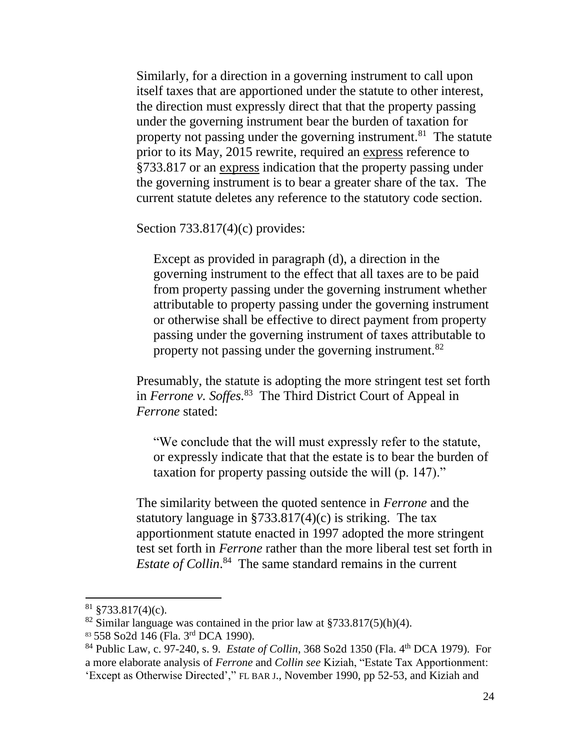Similarly, for a direction in a governing instrument to call upon itself taxes that are apportioned under the statute to other interest, the direction must expressly direct that that the property passing under the governing instrument bear the burden of taxation for property not passing under the governing instrument.[81] The statute prior to its May, 2015 rewrite, required an <u>express</u> reference to §733.817 or an <u>express</u> indication that the property passing under the governing instrument is to bear a greater share of the tax. The current statute deletes any reference to the statutory code section.

Section 733.817(4)(c) provides:

> Except as provided in paragraph (d), a direction in the governing instrument to the effect that all taxes are to be paid from property passing under the governing instrument whether attributable to property passing under the governing instrument or otherwise shall be effective to direct payment from property passing under the governing instrument of taxes attributable to property not passing under the governing instrument.[82]

Presumably, the statute is adopting the more stringent test set forth in *Ferrone v. Soffes.*[83] The Third District Court of Appeal in *Ferrone* stated:

> "We conclude that the will must expressly refer to the statute, or expressly indicate that that the estate is to bear the burden of taxation for property passing outside the will (p. 147)."

The similarity between the quoted sentence in *Ferrone* and the statutory language in §733.817(4)(c) is striking. The tax apportionment statute enacted in 1997 adopted the more stringent test set forth in *Ferrone* rather than the more liberal test set forth in *Estate of Collin*.[84] The same standard remains in the current

---

[81] §733.817(4)(c).

[82] Similar language was contained in the prior law at §733.817(5)(h)(4).

[83] 558 So2d 146 (Fla. 3rd DCA 1990).

[84] Public Law, c. 97-240, s. 9. *Estate of Collin*, 368 So2d 1350 (Fla. 4th DCA 1979). For a more elaborate analysis of *Ferrone* and *Collin see* Kiziah, "Estate Tax Apportionment: 'Except as Otherwise Directed'," FL BAR J., November 1990, pp 52-53, and Kiziah and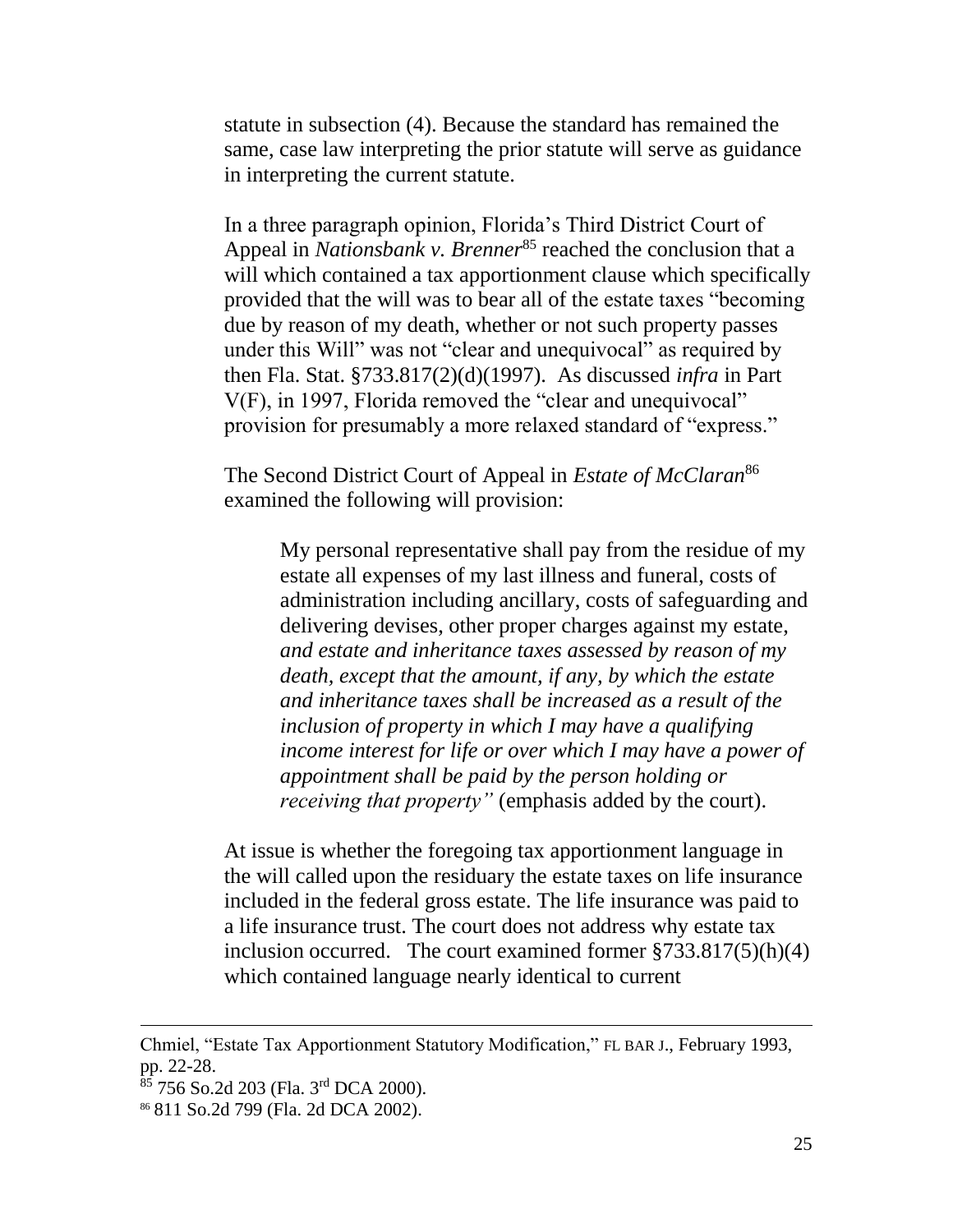statute in subsection (4). Because the standard has remained the same, case law interpreting the prior statute will serve as guidance in interpreting the current statute.

In a three paragraph opinion, Florida's Third District Court of Appeal in *Nationsbank v. Brenner*[85] reached the conclusion that a will which contained a tax apportionment clause which specifically provided that the will was to bear all of the estate taxes "becoming due by reason of my death, whether or not such property passes under this Will" was not "clear and unequivocal" as required by then Fla. Stat. §733.817(2)(d)(1997). As discussed *infra* in Part V(F), in 1997, Florida removed the "clear and unequivocal" provision for presumably a more relaxed standard of "express."

The Second District Court of Appeal in *Estate of McClaran*[86] examined the following will provision:

> My personal representative shall pay from the residue of my estate all expenses of my last illness and funeral, costs of administration including ancillary, costs of safeguarding and delivering devises, other proper charges against my estate, *and estate and inheritance taxes assessed by reason of my death, except that the amount, if any, by which the estate and inheritance taxes shall be increased as a result of the inclusion of property in which I may have a qualifying income interest for life or over which I may have a power of appointment shall be paid by the person holding or receiving that property"* (emphasis added by the court).

At issue is whether the foregoing tax apportionment language in the will called upon the residuary the estate taxes on life insurance included in the federal gross estate. The life insurance was paid to a life insurance trust. The court does not address why estate tax inclusion occurred. The court examined former §733.817(5)(h)(4) which contained language nearly identical to current

---

Chmiel, "Estate Tax Apportionment Statutory Modification," FL BAR J., February 1993, pp. 22-28.

[85] 756 So.2d 203 (Fla. 3rd DCA 2000).

[86] 811 So.2d 799 (Fla. 2d DCA 2002).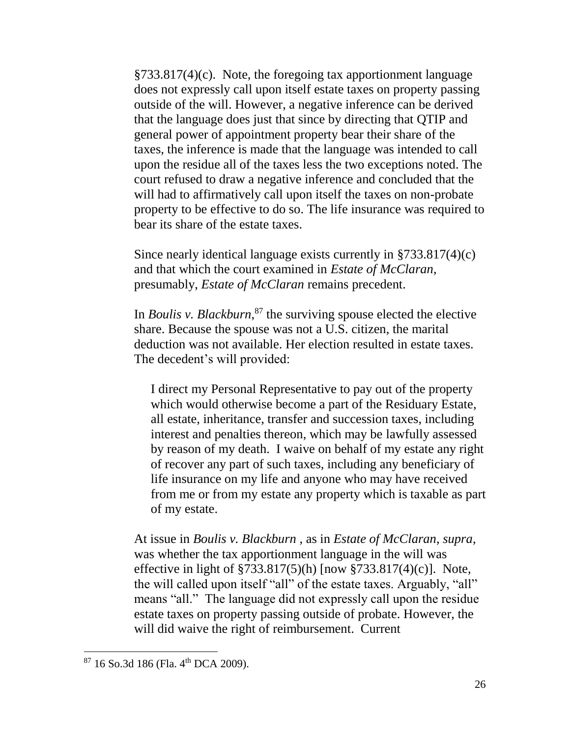§733.817(4)(c). Note, the foregoing tax apportionment language does not expressly call upon itself estate taxes on property passing outside of the will. However, a negative inference can be derived that the language does just that since by directing that QTIP and general power of appointment property bear their share of the taxes, the inference is made that the language was intended to call upon the residue all of the taxes less the two exceptions noted. The court refused to draw a negative inference and concluded that the will had to affirmatively call upon itself the taxes on non-probate property to be effective to do so. The life insurance was required to bear its share of the estate taxes.

Since nearly identical language exists currently in §733.817(4)(c) and that which the court examined in *Estate of McClaran*, presumably, *Estate of McClaran* remains precedent.

In *Boulis v. Blackburn*,[87] the surviving spouse elected the elective share. Because the spouse was not a U.S. citizen, the marital deduction was not available. Her election resulted in estate taxes. The decedent's will provided:

> I direct my Personal Representative to pay out of the property which would otherwise become a part of the Residuary Estate, all estate, inheritance, transfer and succession taxes, including interest and penalties thereon, which may be lawfully assessed by reason of my death. I waive on behalf of my estate any right of recover any part of such taxes, including any beneficiary of life insurance on my life and anyone who may have received from me or from my estate any property which is taxable as part of my estate.

At issue in *Boulis v. Blackburn* , as in *Estate of McClaran, supra*, was whether the tax apportionment language in the will was effective in light of §733.817(5)(h) [now §733.817(4)(c)]. Note, the will called upon itself "all" of the estate taxes. Arguably, "all" means "all." The language did not expressly call upon the residue estate taxes on property passing outside of probate. However, the will did waive the right of reimbursement. Current

[87] 16 So.3d 186 (Fla. 4th DCA 2009).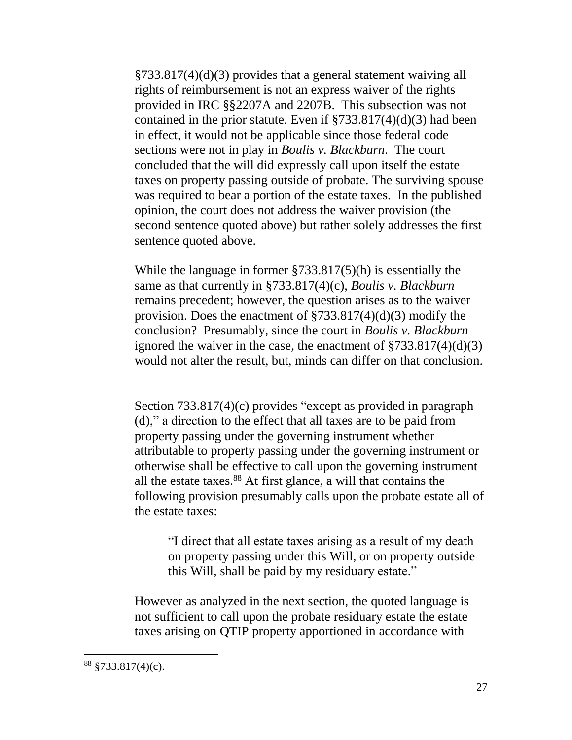§733.817(4)(d)(3) provides that a general statement waiving all rights of reimbursement is not an express waiver of the rights provided in IRC §§2207A and 2207B. This subsection was not contained in the prior statute. Even if §733.817(4)(d)(3) had been in effect, it would not be applicable since those federal code sections were not in play in *Boulis v. Blackburn*. The court concluded that the will did expressly call upon itself the estate taxes on property passing outside of probate. The surviving spouse was required to bear a portion of the estate taxes. In the published opinion, the court does not address the waiver provision (the second sentence quoted above) but rather solely addresses the first sentence quoted above.

While the language in former §733.817(5)(h) is essentially the same as that currently in §733.817(4)(c), *Boulis v. Blackburn* remains precedent; however, the question arises as to the waiver provision. Does the enactment of §733.817(4)(d)(3) modify the conclusion? Presumably, since the court in *Boulis v. Blackburn* ignored the waiver in the case, the enactment of §733.817(4)(d)(3) would not alter the result, but, minds can differ on that conclusion.

Section 733.817(4)(c) provides "except as provided in paragraph (d)," a direction to the effect that all taxes are to be paid from property passing under the governing instrument whether attributable to property passing under the governing instrument or otherwise shall be effective to call upon the governing instrument all the estate taxes.[88] At first glance, a will that contains the following provision presumably calls upon the probate estate all of the estate taxes:

> "I direct that all estate taxes arising as a result of my death on property passing under this Will, or on property outside this Will, shall be paid by my residuary estate."

However as analyzed in the next section, the quoted language is not sufficient to call upon the probate residuary estate the estate taxes arising on QTIP property apportioned in accordance with

[88] §733.817(4)(c).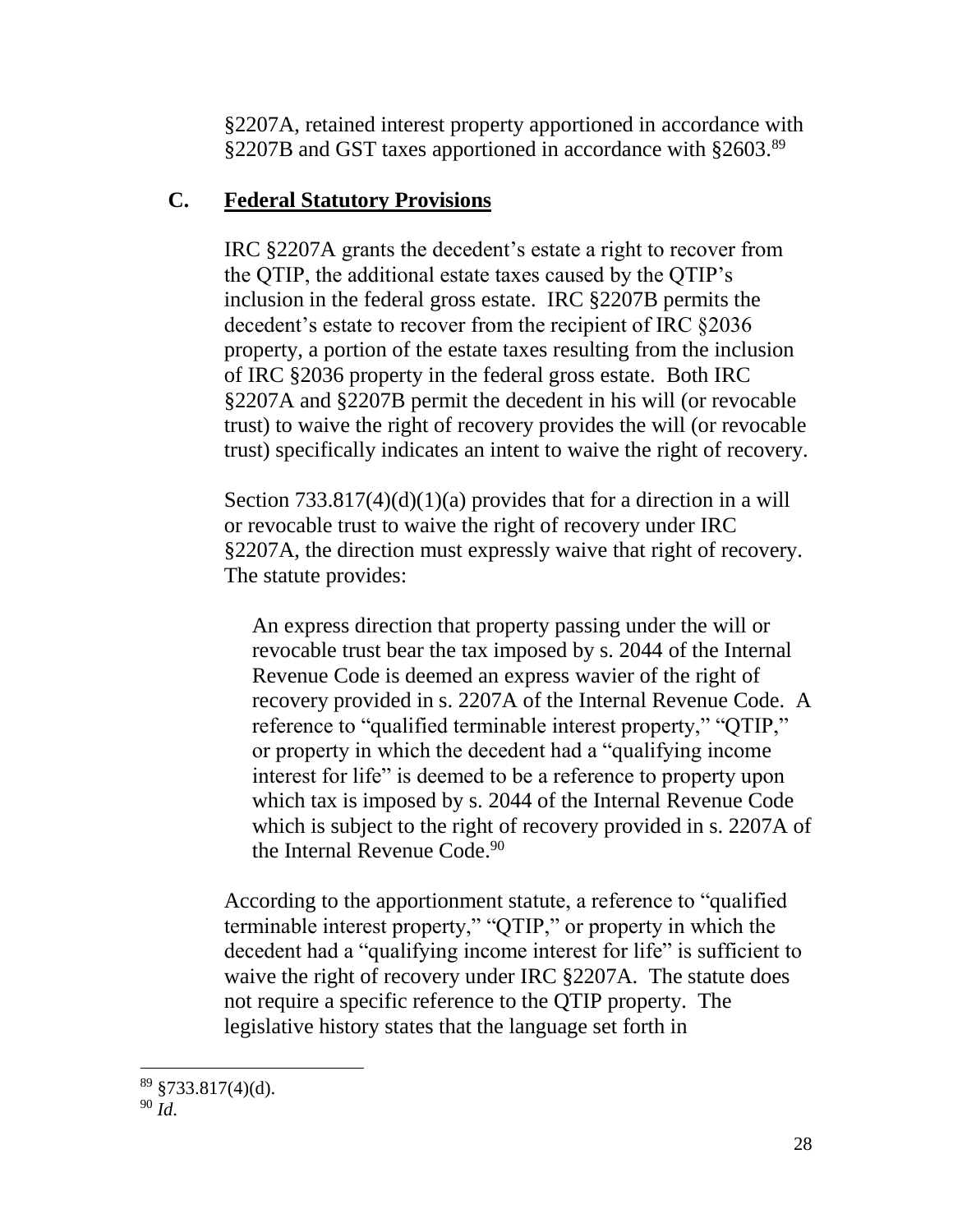§2207A, retained interest property apportioned in accordance with §2207B and GST taxes apportioned in accordance with §2603.[89]

## C. Federal Statutory Provisions

IRC §2207A grants the decedent's estate a right to recover from the QTIP, the additional estate taxes caused by the QTIP's inclusion in the federal gross estate. IRC §2207B permits the decedent's estate to recover from the recipient of IRC §2036 property, a portion of the estate taxes resulting from the inclusion of IRC §2036 property in the federal gross estate. Both IRC §2207A and §2207B permit the decedent in his will (or revocable trust) to waive the right of recovery provides the will (or revocable trust) specifically indicates an intent to waive the right of recovery.

Section 733.817(4)(d)(1)(a) provides that for a direction in a will or revocable trust to waive the right of recovery under IRC §2207A, the direction must expressly waive that right of recovery. The statute provides:

> An express direction that property passing under the will or revocable trust bear the tax imposed by s. 2044 of the Internal Revenue Code is deemed an express wavier of the right of recovery provided in s. 2207A of the Internal Revenue Code. A reference to "qualified terminable interest property," "QTIP," or property in which the decedent had a "qualifying income interest for life" is deemed to be a reference to property upon which tax is imposed by s. 2044 of the Internal Revenue Code which is subject to the right of recovery provided in s. 2207A of the Internal Revenue Code.[90]

According to the apportionment statute, a reference to "qualified terminable interest property," "QTIP," or property in which the decedent had a "qualifying income interest for life" is sufficient to waive the right of recovery under IRC §2207A. The statute does not require a specific reference to the QTIP property. The legislative history states that the language set forth in

---

[89] §733.817(4)(d).

[90] *Id*.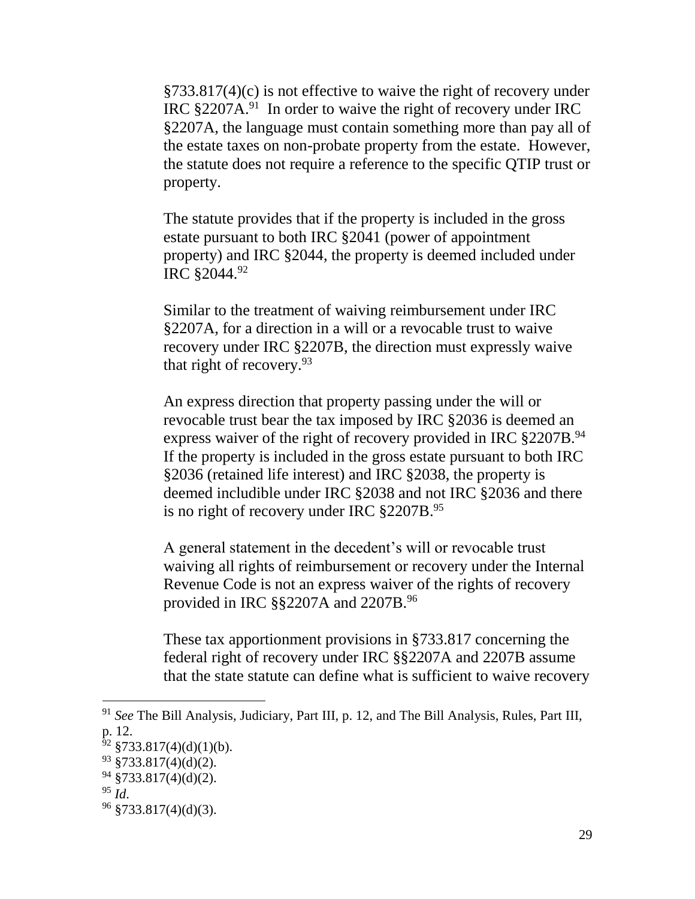§733.817(4)(c) is not effective to waive the right of recovery under IRC §2207A.[91] In order to waive the right of recovery under IRC §2207A, the language must contain something more than pay all of the estate taxes on non-probate property from the estate. However, the statute does not require a reference to the specific QTIP trust or property.

The statute provides that if the property is included in the gross estate pursuant to both IRC §2041 (power of appointment property) and IRC §2044, the property is deemed included under IRC §2044.[92]

Similar to the treatment of waiving reimbursement under IRC §2207A, for a direction in a will or a revocable trust to waive recovery under IRC §2207B, the direction must expressly waive that right of recovery.[93]

An express direction that property passing under the will or revocable trust bear the tax imposed by IRC §2036 is deemed an express waiver of the right of recovery provided in IRC §2207B.[94] If the property is included in the gross estate pursuant to both IRC §2036 (retained life interest) and IRC §2038, the property is deemed includible under IRC §2038 and not IRC §2036 and there is no right of recovery under IRC §2207B.[95]

A general statement in the decedent's will or revocable trust waiving all rights of reimbursement or recovery under the Internal Revenue Code is not an express waiver of the rights of recovery provided in IRC §§2207A and 2207B.[96]

These tax apportionment provisions in §733.817 concerning the federal right of recovery under IRC §§2207A and 2207B assume that the state statute can define what is sufficient to waive recovery

---

[91] *See* The Bill Analysis, Judiciary, Part III, p. 12, and The Bill Analysis, Rules, Part III, p. 12.

[92] §733.817(4)(d)(1)(b).

[93] §733.817(4)(d)(2).

[94] §733.817(4)(d)(2).

[95] *Id*.

[96] §733.817(4)(d)(3).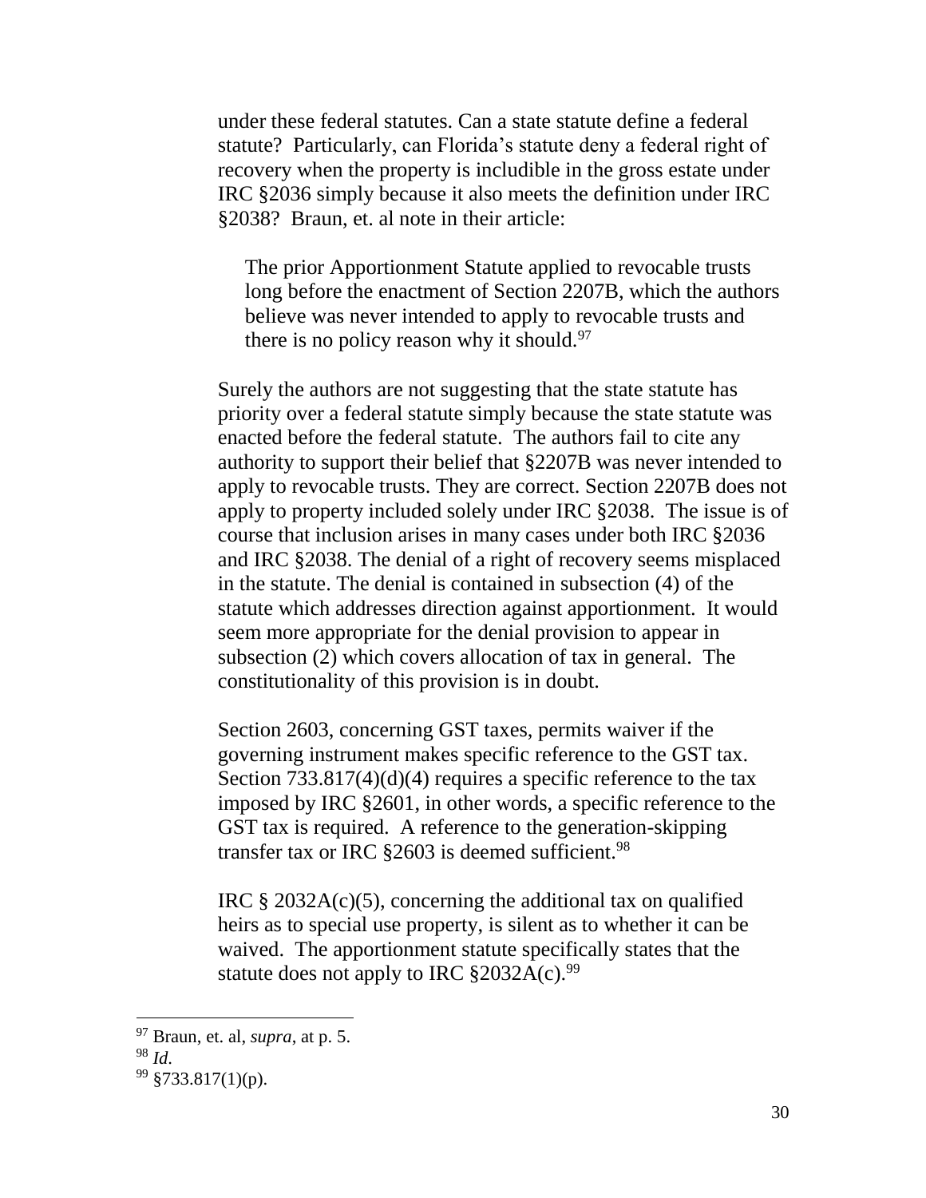under these federal statutes. Can a state statute define a federal statute? Particularly, can Florida's statute deny a federal right of recovery when the property is includible in the gross estate under IRC §2036 simply because it also meets the definition under IRC §2038? Braun, et. al note in their article:

> The prior Apportionment Statute applied to revocable trusts long before the enactment of Section 2207B, which the authors believe was never intended to apply to revocable trusts and there is no policy reason why it should.[97]

Surely the authors are not suggesting that the state statute has priority over a federal statute simply because the state statute was enacted before the federal statute. The authors fail to cite any authority to support their belief that §2207B was never intended to apply to revocable trusts. They are correct. Section 2207B does not apply to property included solely under IRC §2038. The issue is of course that inclusion arises in many cases under both IRC §2036 and IRC §2038. The denial of a right of recovery seems misplaced in the statute. The denial is contained in subsection (4) of the statute which addresses direction against apportionment. It would seem more appropriate for the denial provision to appear in subsection (2) which covers allocation of tax in general. The constitutionality of this provision is in doubt.

Section 2603, concerning GST taxes, permits waiver if the governing instrument makes specific reference to the GST tax. Section 733.817(4)(d)(4) requires a specific reference to the tax imposed by IRC §2601, in other words, a specific reference to the GST tax is required. A reference to the generation-skipping transfer tax or IRC §2603 is deemed sufficient.[98]

IRC § 2032A(c)(5), concerning the additional tax on qualified heirs as to special use property, is silent as to whether it can be waived. The apportionment statute specifically states that the statute does not apply to IRC §2032A(c).[99]

---

[97] Braun, et. al, *supra*, at p. 5.

[98] *Id*.

[99] §733.817(1)(p).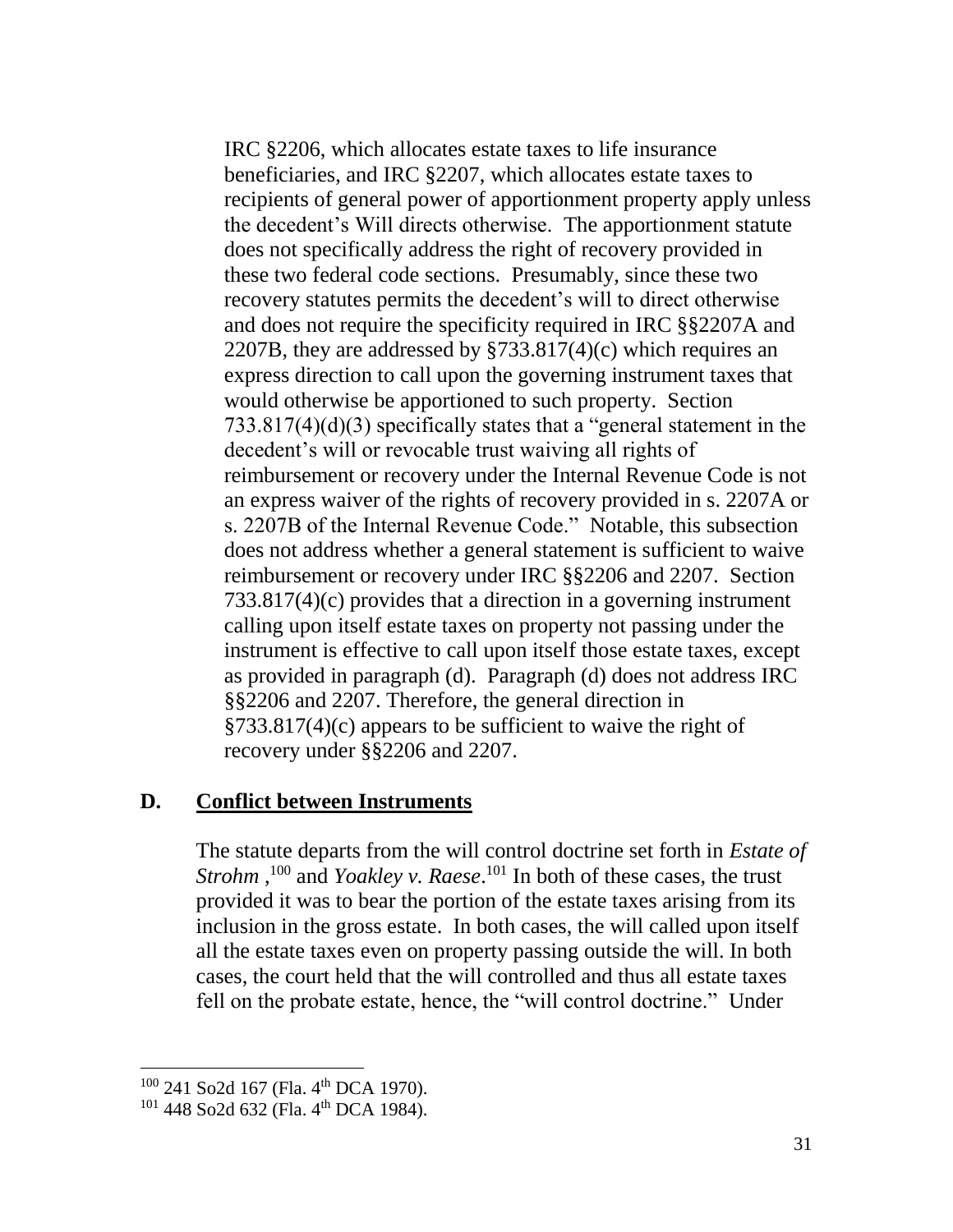IRC §2206, which allocates estate taxes to life insurance beneficiaries, and IRC §2207, which allocates estate taxes to recipients of general power of apportionment property apply unless the decedent's Will directs otherwise. The apportionment statute does not specifically address the right of recovery provided in these two federal code sections. Presumably, since these two recovery statutes permits the decedent's will to direct otherwise and does not require the specificity required in IRC §§2207A and 2207B, they are addressed by §733.817(4)(c) which requires an express direction to call upon the governing instrument taxes that would otherwise be apportioned to such property. Section 733.817(4)(d)(3) specifically states that a "general statement in the decedent's will or revocable trust waiving all rights of reimbursement or recovery under the Internal Revenue Code is not an express waiver of the rights of recovery provided in s. 2207A or s. 2207B of the Internal Revenue Code." Notable, this subsection does not address whether a general statement is sufficient to waive reimbursement or recovery under IRC §§2206 and 2207. Section 733.817(4)(c) provides that a direction in a governing instrument calling upon itself estate taxes on property not passing under the instrument is effective to call upon itself those estate taxes, except as provided in paragraph (d). Paragraph (d) does not address IRC §§2206 and 2207. Therefore, the general direction in §733.817(4)(c) appears to be sufficient to waive the right of recovery under §§2206 and 2207.

## D. Conflict between Instruments

The statute departs from the will control doctrine set forth in *Estate of Strohm* ,[100] and *Yoakley v. Raese*.[101] In both of these cases, the trust provided it was to bear the portion of the estate taxes arising from its inclusion in the gross estate. In both cases, the will called upon itself all the estate taxes even on property passing outside the will. In both cases, the court held that the will controlled and thus all estate taxes fell on the probate estate, hence, the "will control doctrine." Under

[100] 241 So2d 167 (Fla. 4th DCA 1970).

[101] 448 So2d 632 (Fla. 4th DCA 1984).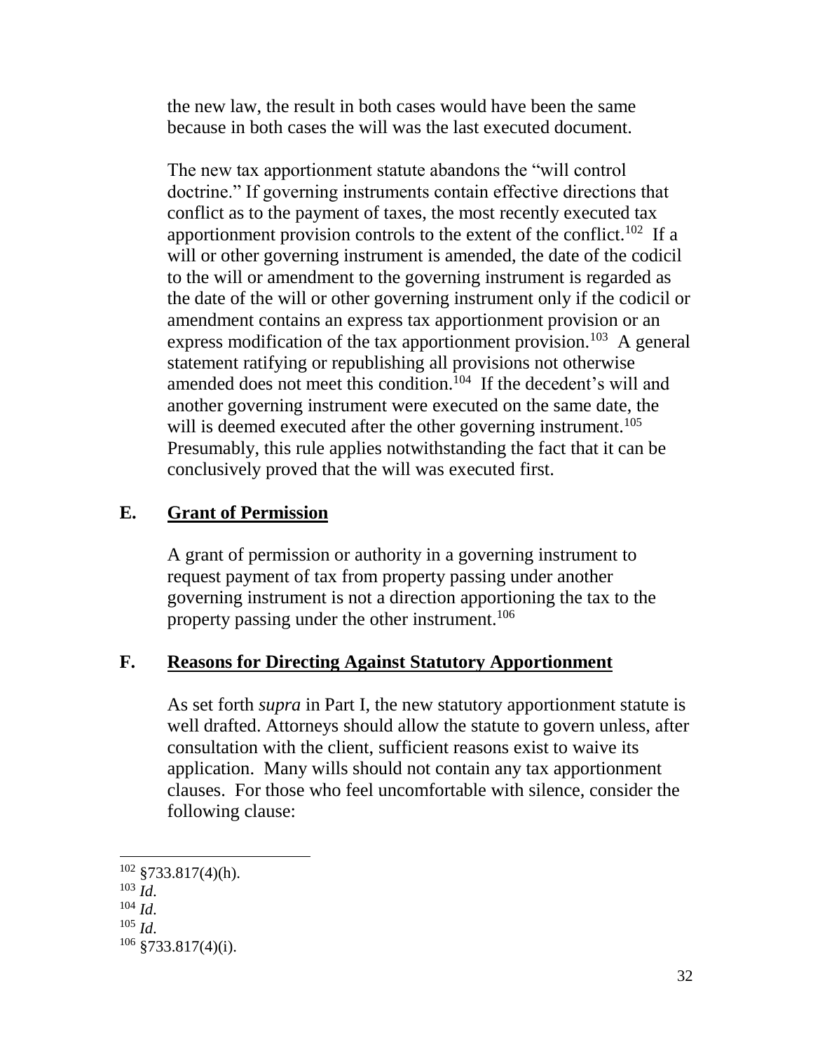the new law, the result in both cases would have been the same because in both cases the will was the last executed document.

The new tax apportionment statute abandons the "will control doctrine." If governing instruments contain effective directions that conflict as to the payment of taxes, the most recently executed tax apportionment provision controls to the extent of the conflict.[102] If a will or other governing instrument is amended, the date of the codicil to the will or amendment to the governing instrument is regarded as the date of the will or other governing instrument only if the codicil or amendment contains an express tax apportionment provision or an express modification of the tax apportionment provision.[103] A general statement ratifying or republishing all provisions not otherwise amended does not meet this condition.[104] If the decedent's will and another governing instrument were executed on the same date, the will is deemed executed after the other governing instrument.[105] Presumably, this rule applies notwithstanding the fact that it can be conclusively proved that the will was executed first.

## E. Grant of Permission

A grant of permission or authority in a governing instrument to request payment of tax from property passing under another governing instrument is not a direction apportioning the tax to the property passing under the other instrument.[106]

## F. Reasons for Directing Against Statutory Apportionment

As set forth *supra* in Part I, the new statutory apportionment statute is well drafted. Attorneys should allow the statute to govern unless, after consultation with the client, sufficient reasons exist to waive its application. Many wills should not contain any tax apportionment clauses. For those who feel uncomfortable with silence, consider the following clause:

---

[102] §733.817(4)(h).
[103] *Id.*
[104] *Id.*
[105] *Id.*
[106] §733.817(4)(i).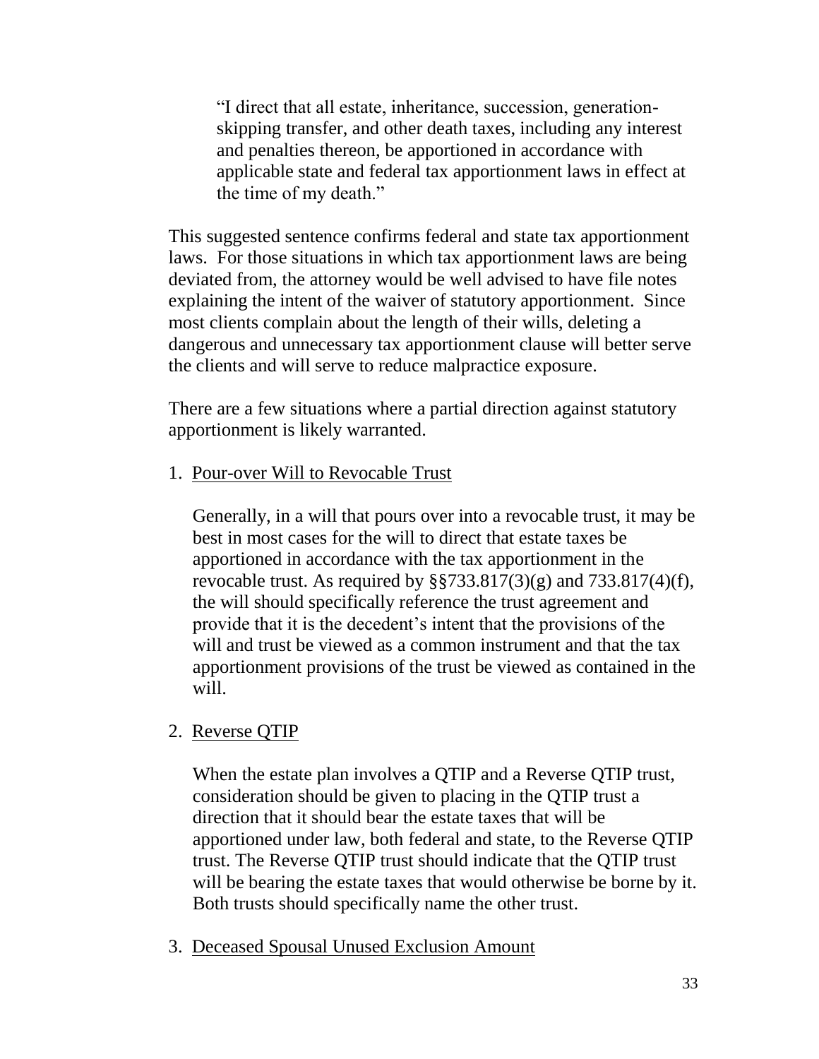> "I direct that all estate, inheritance, succession, generation-skipping transfer, and other death taxes, including any interest and penalties thereon, be apportioned in accordance with applicable state and federal tax apportionment laws in effect at the time of my death."

This suggested sentence confirms federal and state tax apportionment laws. For those situations in which tax apportionment laws are being deviated from, the attorney would be well advised to have file notes explaining the intent of the waiver of statutory apportionment. Since most clients complain about the length of their wills, deleting a dangerous and unnecessary tax apportionment clause will better serve the clients and will serve to reduce malpractice exposure.

There are a few situations where a partial direction against statutory apportionment is likely warranted.

1. <u>Pour-over Will to Revocable Trust</u>

   Generally, in a will that pours over into a revocable trust, it may be best in most cases for the will to direct that estate taxes be apportioned in accordance with the tax apportionment in the revocable trust. As required by §§733.817(3)(g) and 733.817(4)(f), the will should specifically reference the trust agreement and provide that it is the decedent's intent that the provisions of the will and trust be viewed as a common instrument and that the tax apportionment provisions of the trust be viewed as contained in the will.

2. <u>Reverse QTIP</u>

   When the estate plan involves a QTIP and a Reverse QTIP trust, consideration should be given to placing in the QTIP trust a direction that it should bear the estate taxes that will be apportioned under law, both federal and state, to the Reverse QTIP trust. The Reverse QTIP trust should indicate that the QTIP trust will be bearing the estate taxes that would otherwise be borne by it. Both trusts should specifically name the other trust.

3. <u>Deceased Spousal Unused Exclusion Amount</u>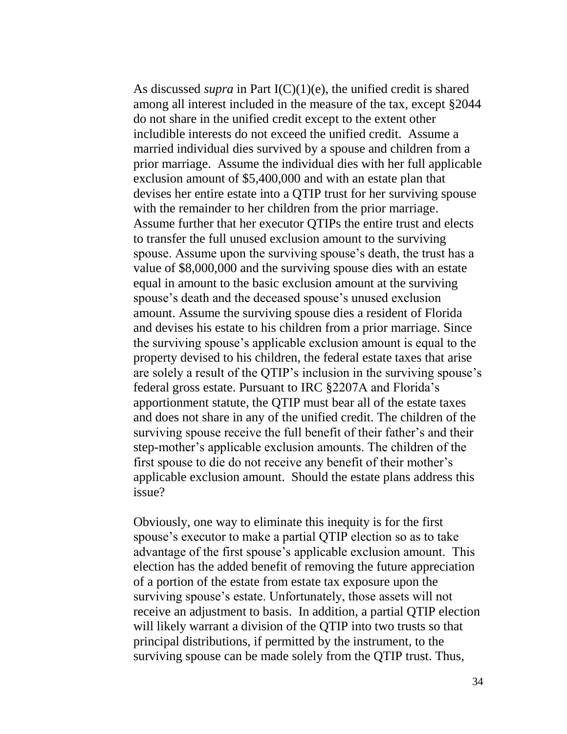As discussed *supra* in Part I(C)(1)(e), the unified credit is shared among all interest included in the measure of the tax, except §2044 do not share in the unified credit except to the extent other includible interests do not exceed the unified credit. Assume a married individual dies survived by a spouse and children from a prior marriage. Assume the individual dies with her full applicable exclusion amount of $5,400,000 and with an estate plan that devises her entire estate into a QTIP trust for her surviving spouse with the remainder to her children from the prior marriage. Assume further that her executor QTIPs the entire trust and elects to transfer the full unused exclusion amount to the surviving spouse. Assume upon the surviving spouse's death, the trust has a value of $8,000,000 and the surviving spouse dies with an estate equal in amount to the basic exclusion amount at the surviving spouse's death and the deceased spouse's unused exclusion amount. Assume the surviving spouse dies a resident of Florida and devises his estate to his children from a prior marriage. Since the surviving spouse's applicable exclusion amount is equal to the property devised to his children, the federal estate taxes that arise are solely a result of the QTIP's inclusion in the surviving spouse's federal gross estate. Pursuant to IRC §2207A and Florida's apportionment statute, the QTIP must bear all of the estate taxes and does not share in any of the unified credit. The children of the surviving spouse receive the full benefit of their father's and their step-mother's applicable exclusion amounts. The children of the first spouse to die do not receive any benefit of their mother's applicable exclusion amount. Should the estate plans address this issue?

Obviously, one way to eliminate this inequity is for the first spouse's executor to make a partial QTIP election so as to take advantage of the first spouse's applicable exclusion amount. This election has the added benefit of removing the future appreciation of a portion of the estate from estate tax exposure upon the surviving spouse's estate. Unfortunately, those assets will not receive an adjustment to basis. In addition, a partial QTIP election will likely warrant a division of the QTIP into two trusts so that principal distributions, if permitted by the instrument, to the surviving spouse can be made solely from the QTIP trust. Thus,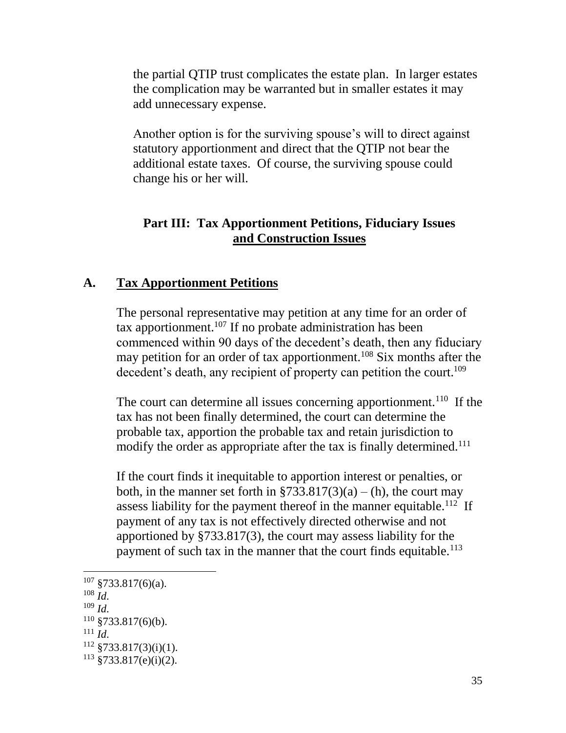the partial QTIP trust complicates the estate plan. In larger estates the complication may be warranted but in smaller estates it may add unnecessary expense.

Another option is for the surviving spouse's will to direct against statutory apportionment and direct that the QTIP not bear the additional estate taxes. Of course, the surviving spouse could change his or her will.

## Part III: Tax Apportionment Petitions, Fiduciary Issues and Construction Issues

### A. Tax Apportionment Petitions

The personal representative may petition at any time for an order of tax apportionment.[107] If no probate administration has been commenced within 90 days of the decedent's death, then any fiduciary may petition for an order of tax apportionment.[108] Six months after the decedent's death, any recipient of property can petition the court.[109]

The court can determine all issues concerning apportionment.[110] If the tax has not been finally determined, the court can determine the probable tax, apportion the probable tax and retain jurisdiction to modify the order as appropriate after the tax is finally determined.[111]

If the court finds it inequitable to apportion interest or penalties, or both, in the manner set forth in §733.817(3)(a) – (h), the court may assess liability for the payment thereof in the manner equitable.[112] If payment of any tax is not effectively directed otherwise and not apportioned by §733.817(3), the court may assess liability for the payment of such tax in the manner that the court finds equitable.[113]

---

[107] §733.817(6)(a).
[108] *Id.*
[109] *Id.*
[110] §733.817(6)(b).
[111] *Id.*
[112] §733.817(3)(i)(1).
[113] §733.817(e)(i)(2).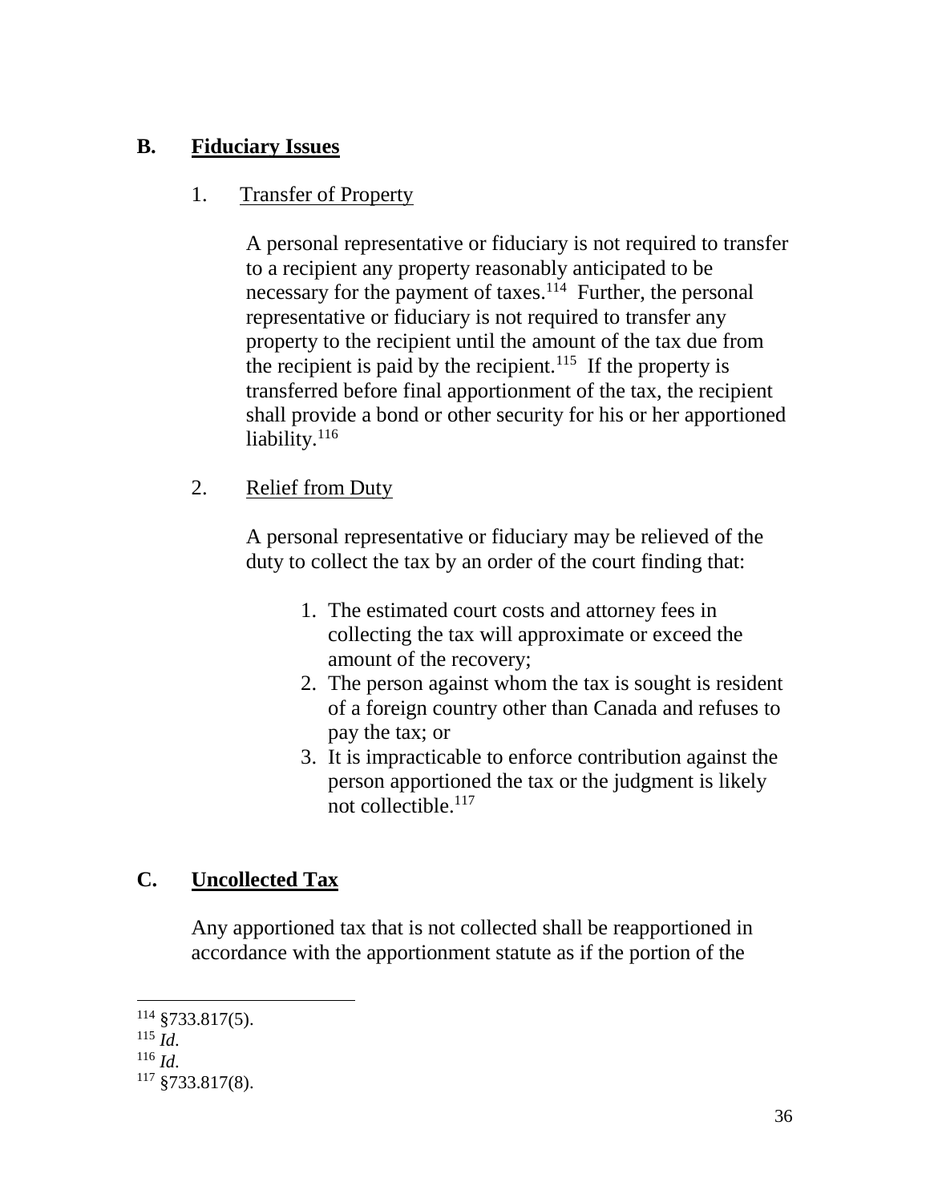## B. Fiduciary Issues

### 1. Transfer of Property

A personal representative or fiduciary is not required to transfer to a recipient any property reasonably anticipated to be necessary for the payment of taxes.[114] Further, the personal representative or fiduciary is not required to transfer any property to the recipient until the amount of the tax due from the recipient is paid by the recipient.[115] If the property is transferred before final apportionment of the tax, the recipient shall provide a bond or other security for his or her apportioned liability.[116]

### 2. Relief from Duty

A personal representative or fiduciary may be relieved of the duty to collect the tax by an order of the court finding that:

1. The estimated court costs and attorney fees in collecting the tax will approximate or exceed the amount of the recovery;
2. The person against whom the tax is sought is resident of a foreign country other than Canada and refuses to pay the tax; or
3. It is impracticable to enforce contribution against the person apportioned the tax or the judgment is likely not collectible.[117]

## C. Uncollected Tax

Any apportioned tax that is not collected shall be reapportioned in accordance with the apportionment statute as if the portion of the

---

[114] §733.817(5).
[115] *Id.*
[116] *Id.*
[117] §733.817(8).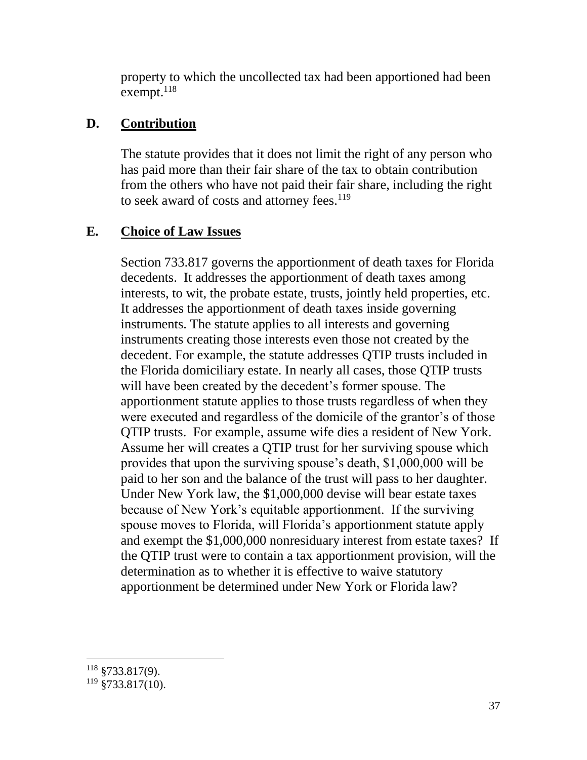property to which the uncollected tax had been apportioned had been exempt.[118]

## D. Contribution

The statute provides that it does not limit the right of any person who has paid more than their fair share of the tax to obtain contribution from the others who have not paid their fair share, including the right to seek award of costs and attorney fees.[119]

## E. Choice of Law Issues

Section 733.817 governs the apportionment of death taxes for Florida decedents. It addresses the apportionment of death taxes among interests, to wit, the probate estate, trusts, jointly held properties, etc. It addresses the apportionment of death taxes inside governing instruments. The statute applies to all interests and governing instruments creating those interests even those not created by the decedent. For example, the statute addresses QTIP trusts included in the Florida domiciliary estate. In nearly all cases, those QTIP trusts will have been created by the decedent's former spouse. The apportionment statute applies to those trusts regardless of when they were executed and regardless of the domicile of the grantor's of those QTIP trusts. For example, assume wife dies a resident of New York. Assume her will creates a QTIP trust for her surviving spouse which provides that upon the surviving spouse's death, $1,000,000 will be paid to her son and the balance of the trust will pass to her daughter. Under New York law, the $1,000,000 devise will bear estate taxes because of New York's equitable apportionment. If the surviving spouse moves to Florida, will Florida's apportionment statute apply and exempt the $1,000,000 nonresiduary interest from estate taxes? If the QTIP trust were to contain a tax apportionment provision, will the determination as to whether it is effective to waive statutory apportionment be determined under New York or Florida law?

---

[118] §733.817(9).

[119] §733.817(10).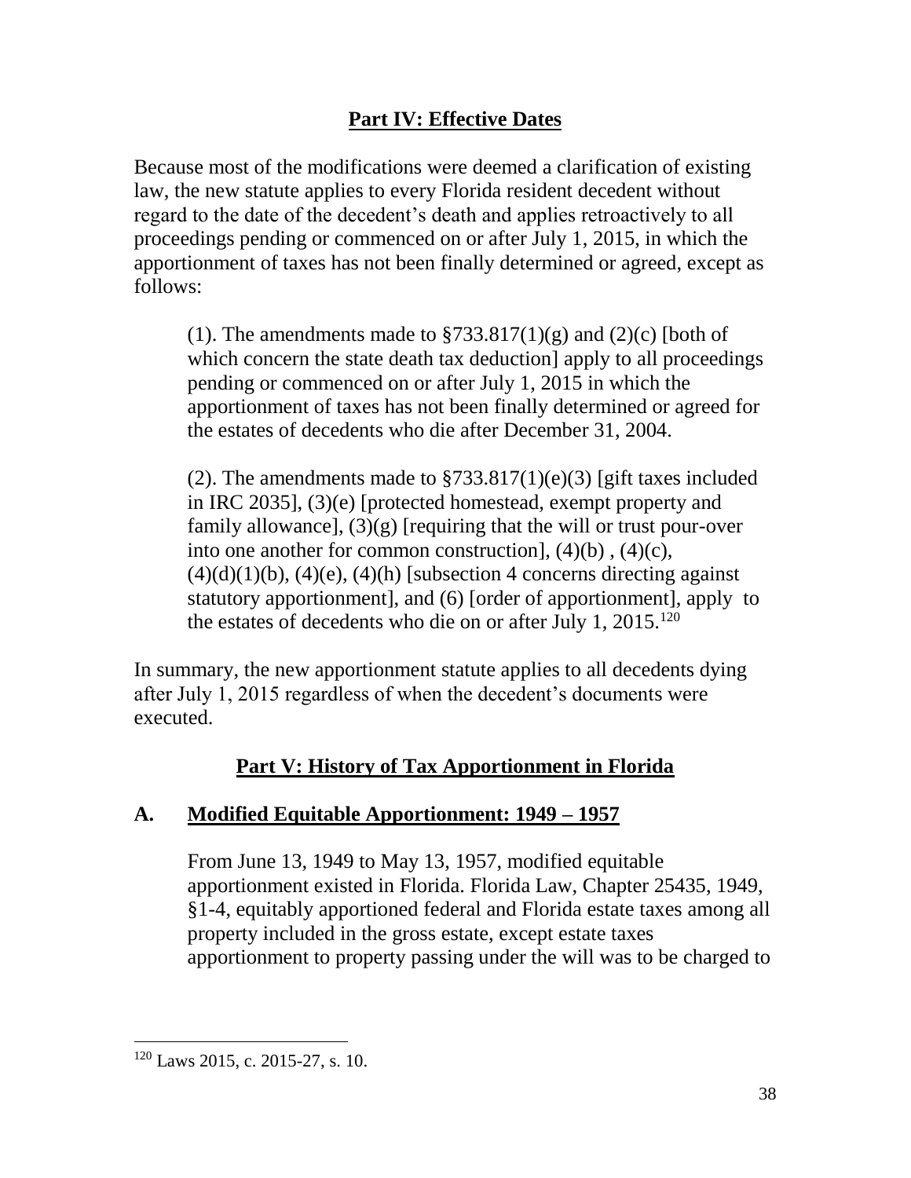## Part IV: Effective Dates

Because most of the modifications were deemed a clarification of existing law, the new statute applies to every Florida resident decedent without regard to the date of the decedent's death and applies retroactively to all proceedings pending or commenced on or after July 1, 2015, in which the apportionment of taxes has not been finally determined or agreed, except as follows:

> (1). The amendments made to §733.817(1)(g) and (2)(c) [both of which concern the state death tax deduction] apply to all proceedings pending or commenced on or after July 1, 2015 in which the apportionment of taxes has not been finally determined or agreed for the estates of decedents who die after December 31, 2004.
>
> (2). The amendments made to §733.817(1)(e)(3) [gift taxes included in IRC 2035], (3)(e) [protected homestead, exempt property and family allowance], (3)(g) [requiring that the will or trust pour-over into one another for common construction], (4)(b) , (4)(c), (4)(d)(1)(b), (4)(e), (4)(h) [subsection 4 concerns directing against statutory apportionment], and (6) [order of apportionment], apply to the estates of decedents who die on or after July 1, 2015.[120]

In summary, the new apportionment statute applies to all decedents dying after July 1, 2015 regardless of when the decedent's documents were executed.

## Part V: History of Tax Apportionment in Florida

### A. Modified Equitable Apportionment: 1949 – 1957

From June 13, 1949 to May 13, 1957, modified equitable apportionment existed in Florida. Florida Law, Chapter 25435, 1949, §1-4, equitably apportioned federal and Florida estate taxes among all property included in the gross estate, except estate taxes apportionment to property passing under the will was to be charged to

---

[120] Laws 2015, c. 2015-27, s. 10.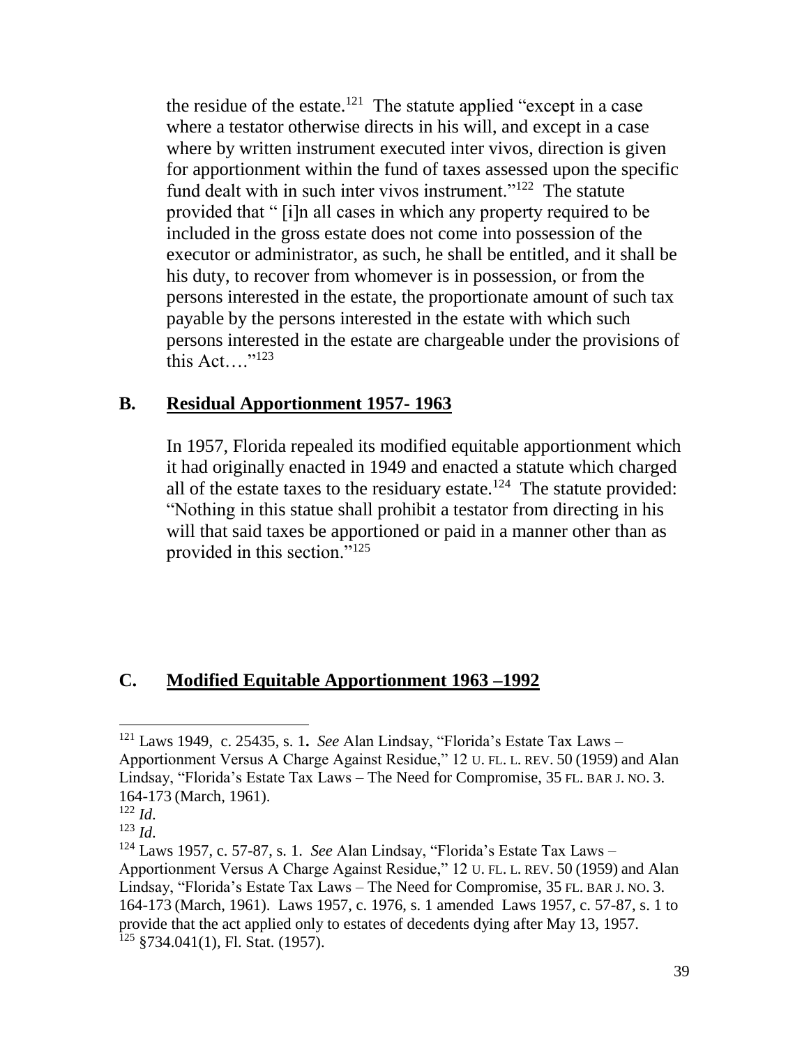the residue of the estate.[121] The statute applied "except in a case where a testator otherwise directs in his will, and except in a case where by written instrument executed inter vivos, direction is given for apportionment within the fund of taxes assessed upon the specific fund dealt with in such inter vivos instrument."[122] The statute provided that " [i]n all cases in which any property required to be included in the gross estate does not come into possession of the executor or administrator, as such, he shall be entitled, and it shall be his duty, to recover from whomever is in possession, or from the persons interested in the estate, the proportionate amount of such tax payable by the persons interested in the estate with which such persons interested in the estate are chargeable under the provisions of this Act…."[123]

## B. Residual Apportionment 1957- 1963

In 1957, Florida repealed its modified equitable apportionment which it had originally enacted in 1949 and enacted a statute which charged all of the estate taxes to the residuary estate.[124] The statute provided: "Nothing in this statue shall prohibit a testator from directing in his will that said taxes be apportioned or paid in a manner other than as provided in this section."[125]

## C. Modified Equitable Apportionment 1963 –1992

---

[121] Laws 1949, c. 25435, s. 1**.** *See* Alan Lindsay, "Florida's Estate Tax Laws – Apportionment Versus A Charge Against Residue," 12 U. FL. L. REV. 50 (1959) and Alan Lindsay, "Florida's Estate Tax Laws – The Need for Compromise, 35 FL. BAR J. NO. 3. 164-173 (March, 1961).

[122] *Id*.

[123] *Id*.

[124] Laws 1957, c. 57-87, s. 1. *See* Alan Lindsay, "Florida's Estate Tax Laws – Apportionment Versus A Charge Against Residue," 12 U. FL. L. REV. 50 (1959) and Alan Lindsay, "Florida's Estate Tax Laws – The Need for Compromise, 35 FL. BAR J. NO. 3. 164-173 (March, 1961). Laws 1957, c. 1976, s. 1 amended Laws 1957, c. 57-87, s. 1 to provide that the act applied only to estates of decedents dying after May 13, 1957.

[125] §734.041(1), Fl. Stat. (1957).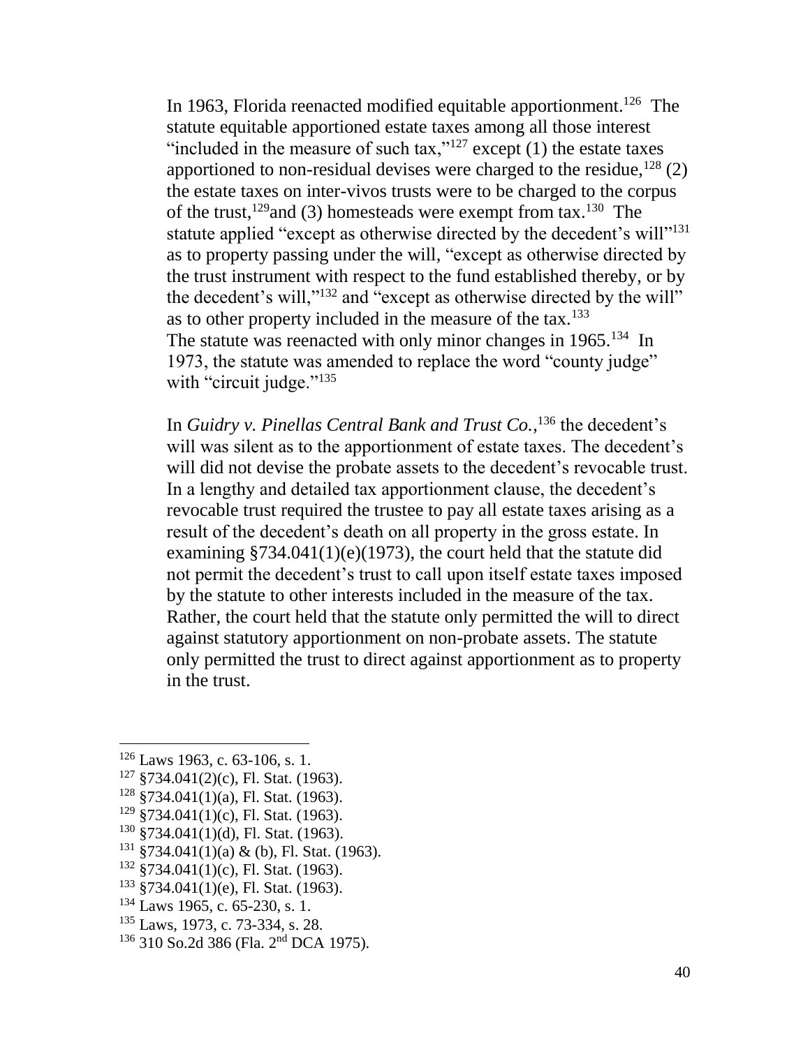In 1963, Florida reenacted modified equitable apportionment.[126] The statute equitable apportioned estate taxes among all those interest "included in the measure of such tax,"[127] except (1) the estate taxes apportioned to non-residual devises were charged to the residue,[128] (2) the estate taxes on inter-vivos trusts were to be charged to the corpus of the trust,[129]and (3) homesteads were exempt from tax.[130] The statute applied "except as otherwise directed by the decedent's will"[131] as to property passing under the will, "except as otherwise directed by the trust instrument with respect to the fund established thereby, or by the decedent's will,"[132] and "except as otherwise directed by the will" as to other property included in the measure of the tax.[133] The statute was reenacted with only minor changes in 1965.[134] In 1973, the statute was amended to replace the word "county judge" with "circuit judge."[135]

In *Guidry v. Pinellas Central Bank and Trust Co.*,[136] the decedent's will was silent as to the apportionment of estate taxes. The decedent's will did not devise the probate assets to the decedent's revocable trust. In a lengthy and detailed tax apportionment clause, the decedent's revocable trust required the trustee to pay all estate taxes arising as a result of the decedent's death on all property in the gross estate. In examining §734.041(1)(e)(1973), the court held that the statute did not permit the decedent's trust to call upon itself estate taxes imposed by the statute to other interests included in the measure of the tax. Rather, the court held that the statute only permitted the will to direct against statutory apportionment on non-probate assets. The statute only permitted the trust to direct against apportionment as to property in the trust.

---

[126] Laws 1963, c. 63-106, s. 1.

[127] §734.041(2)(c), Fl. Stat. (1963).

[128] §734.041(1)(a), Fl. Stat. (1963).

[129] §734.041(1)(c), Fl. Stat. (1963).

[130] §734.041(1)(d), Fl. Stat. (1963).

[131] §734.041(1)(a) & (b), Fl. Stat. (1963).

[132] §734.041(1)(c), Fl. Stat. (1963).

[133] §734.041(1)(e), Fl. Stat. (1963).

[134] Laws 1965, c. 65-230, s. 1.

[135] Laws, 1973, c. 73-334, s. 28.

[136] 310 So.2d 386 (Fla. 2nd DCA 1975).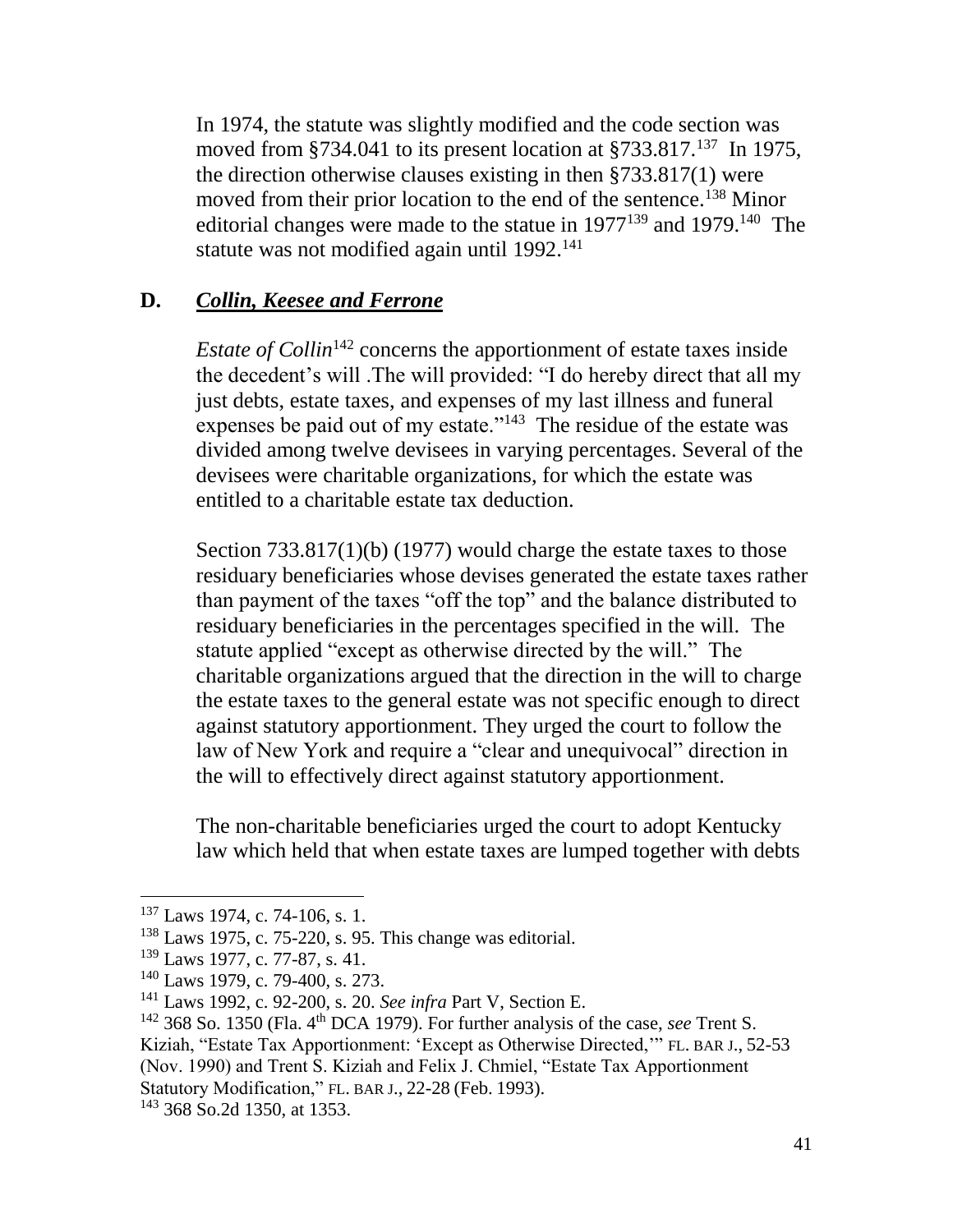In 1974, the statute was slightly modified and the code section was moved from §734.041 to its present location at §733.817.[137] In 1975, the direction otherwise clauses existing in then §733.817(1) were moved from their prior location to the end of the sentence.[138] Minor editorial changes were made to the statue in 1977[139] and 1979.[140] The statute was not modified again until 1992.[141]

## D. ***Collin, Keesee and Ferrone***

*Estate of Collin*[142] concerns the apportionment of estate taxes inside the decedent's will .The will provided: "I do hereby direct that all my just debts, estate taxes, and expenses of my last illness and funeral expenses be paid out of my estate."[143] The residue of the estate was divided among twelve devisees in varying percentages. Several of the devisees were charitable organizations, for which the estate was entitled to a charitable estate tax deduction.

Section 733.817(1)(b) (1977) would charge the estate taxes to those residuary beneficiaries whose devises generated the estate taxes rather than payment of the taxes "off the top" and the balance distributed to residuary beneficiaries in the percentages specified in the will. The statute applied "except as otherwise directed by the will." The charitable organizations argued that the direction in the will to charge the estate taxes to the general estate was not specific enough to direct against statutory apportionment. They urged the court to follow the law of New York and require a "clear and unequivocal" direction in the will to effectively direct against statutory apportionment.

The non-charitable beneficiaries urged the court to adopt Kentucky law which held that when estate taxes are lumped together with debts

---

[137] Laws 1974, c. 74-106, s. 1.

[138] Laws 1975, c. 75-220, s. 95. This change was editorial.

[139] Laws 1977, c. 77-87, s. 41.

[140] Laws 1979, c. 79-400, s. 273.

[141] Laws 1992, c. 92-200, s. 20. *See infra* Part V, Section E.

[142] 368 So. 1350 (Fla. 4th DCA 1979). For further analysis of the case, *see* Trent S. Kiziah, "Estate Tax Apportionment: 'Except as Otherwise Directed,'" FL. BAR J., 52-53 (Nov. 1990) and Trent S. Kiziah and Felix J. Chmiel, "Estate Tax Apportionment Statutory Modification," FL. BAR J., 22-28 (Feb. 1993).

[143] 368 So.2d 1350, at 1353.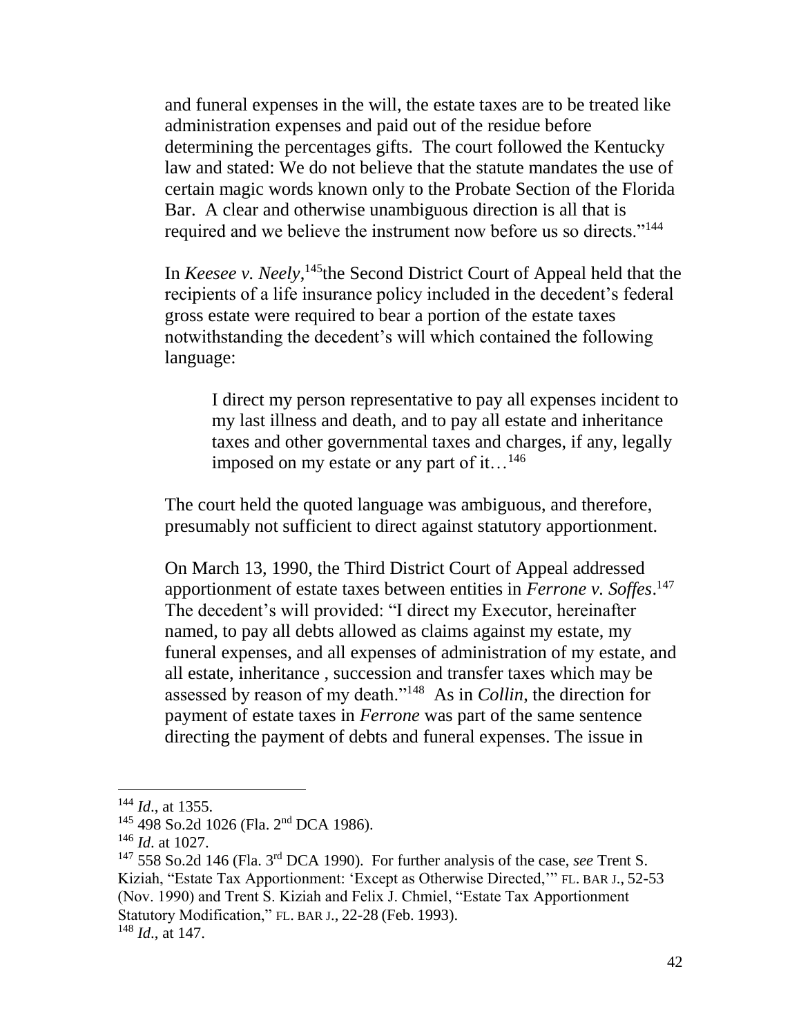and funeral expenses in the will, the estate taxes are to be treated like administration expenses and paid out of the residue before determining the percentages gifts. The court followed the Kentucky law and stated: We do not believe that the statute mandates the use of certain magic words known only to the Probate Section of the Florida Bar. A clear and otherwise unambiguous direction is all that is required and we believe the instrument now before us so directs."[144]

In *Keesee v. Neely*,[145] the Second District Court of Appeal held that the recipients of a life insurance policy included in the decedent's federal gross estate were required to bear a portion of the estate taxes notwithstanding the decedent's will which contained the following language:

> I direct my person representative to pay all expenses incident to my last illness and death, and to pay all estate and inheritance taxes and other governmental taxes and charges, if any, legally imposed on my estate or any part of it…[146]

The court held the quoted language was ambiguous, and therefore, presumably not sufficient to direct against statutory apportionment.

On March 13, 1990, the Third District Court of Appeal addressed apportionment of estate taxes between entities in *Ferrone v. Soffes*.[147] The decedent's will provided: "I direct my Executor, hereinafter named, to pay all debts allowed as claims against my estate, my funeral expenses, and all expenses of administration of my estate, and all estate, inheritance , succession and transfer taxes which may be assessed by reason of my death."[148] As in *Collin*, the direction for payment of estate taxes in *Ferrone* was part of the same sentence directing the payment of debts and funeral expenses. The issue in

---

[144] *Id*., at 1355.

[145] 498 So.2d 1026 (Fla. 2nd DCA 1986).

[146] *Id*. at 1027.

[147] 558 So.2d 146 (Fla. 3rd DCA 1990). For further analysis of the case, *see* Trent S. Kiziah, "Estate Tax Apportionment: 'Except as Otherwise Directed,'" FL. BAR J., 52-53 (Nov. 1990) and Trent S. Kiziah and Felix J. Chmiel, "Estate Tax Apportionment Statutory Modification," FL. BAR J., 22-28 (Feb. 1993).

[148] *Id*., at 147.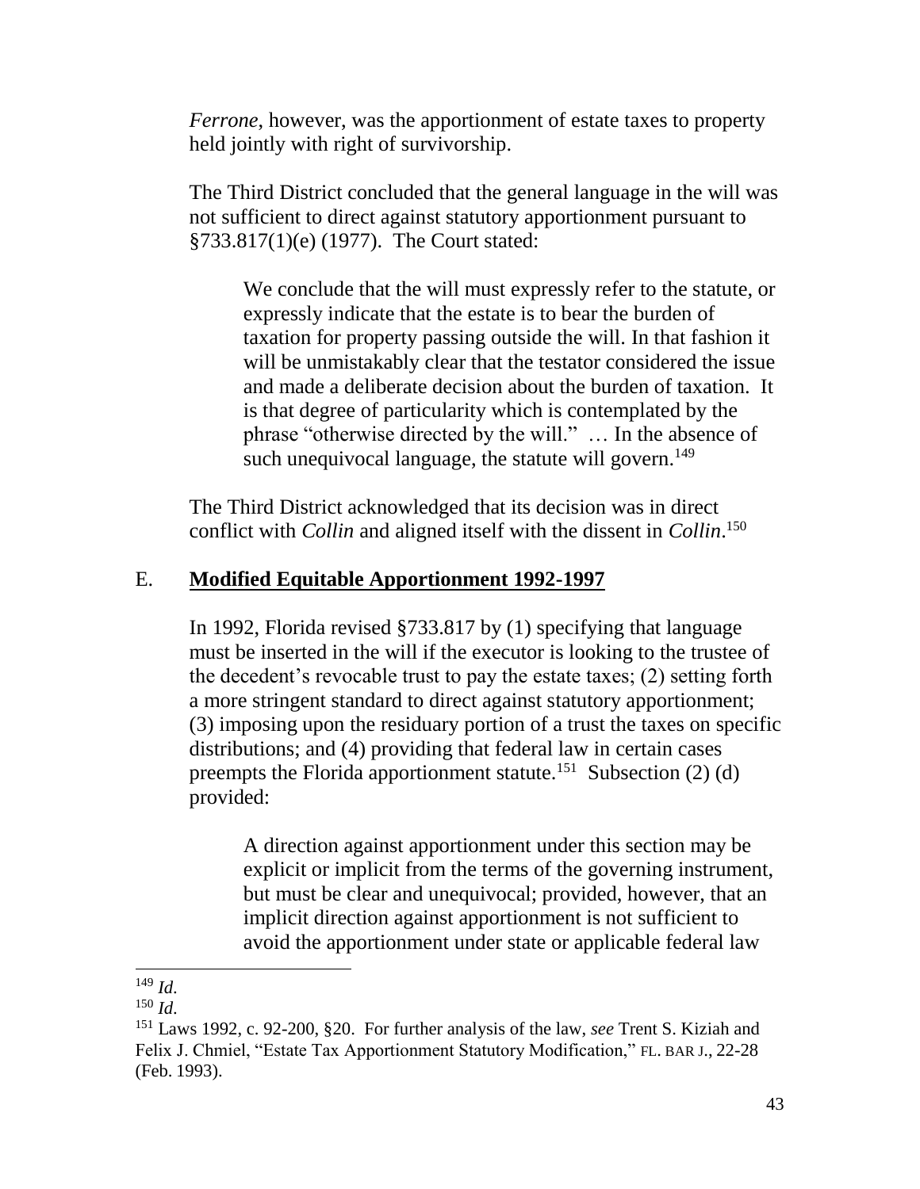*Ferrone*, however, was the apportionment of estate taxes to property held jointly with right of survivorship.

The Third District concluded that the general language in the will was not sufficient to direct against statutory apportionment pursuant to §733.817(1)(e) (1977). The Court stated:

> We conclude that the will must expressly refer to the statute, or expressly indicate that the estate is to bear the burden of taxation for property passing outside the will. In that fashion it will be unmistakably clear that the testator considered the issue and made a deliberate decision about the burden of taxation. It is that degree of particularity which is contemplated by the phrase "otherwise directed by the will." … In the absence of such unequivocal language, the statute will govern.[149]

The Third District acknowledged that its decision was in direct conflict with *Collin* and aligned itself with the dissent in *Collin*.[150]

## E. Modified Equitable Apportionment 1992-1997

In 1992, Florida revised §733.817 by (1) specifying that language must be inserted in the will if the executor is looking to the trustee of the decedent's revocable trust to pay the estate taxes; (2) setting forth a more stringent standard to direct against statutory apportionment; (3) imposing upon the residuary portion of a trust the taxes on specific distributions; and (4) providing that federal law in certain cases preempts the Florida apportionment statute.[151] Subsection (2) (d) provided:

> A direction against apportionment under this section may be explicit or implicit from the terms of the governing instrument, but must be clear and unequivocal; provided, however, that an implicit direction against apportionment is not sufficient to avoid the apportionment under state or applicable federal law

---

[149] *Id.*

[150] *Id.*

[151] Laws 1992, c. 92-200, §20. For further analysis of the law, *see* Trent S. Kiziah and Felix J. Chmiel, "Estate Tax Apportionment Statutory Modification," FL. BAR J., 22-28 (Feb. 1993).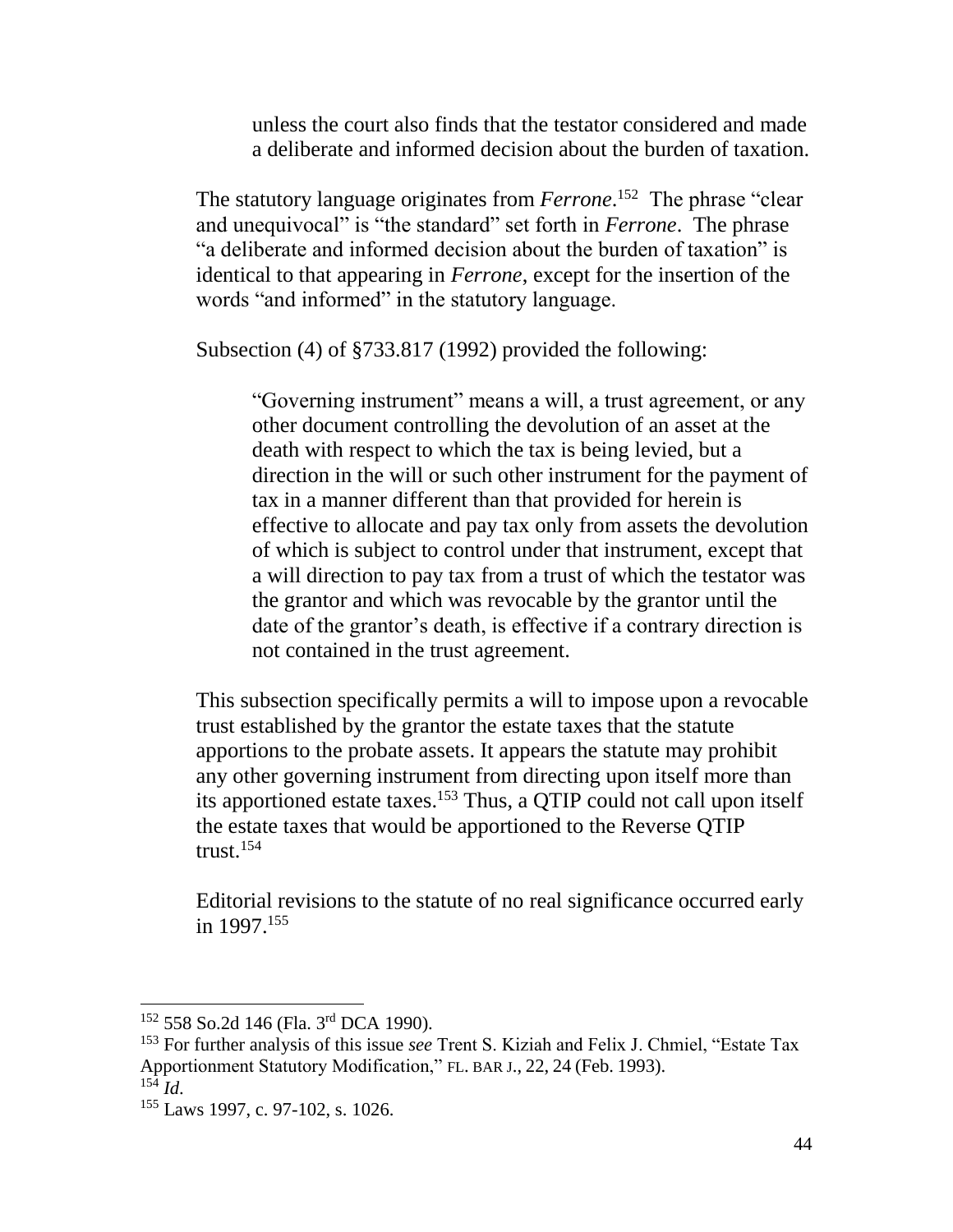> unless the court also finds that the testator considered and made a deliberate and informed decision about the burden of taxation.

The statutory language originates from *Ferrone*.[152] The phrase "clear and unequivocal" is "the standard" set forth in *Ferrone*. The phrase "a deliberate and informed decision about the burden of taxation" is identical to that appearing in *Ferrone*, except for the insertion of the words "and informed" in the statutory language.

Subsection (4) of §733.817 (1992) provided the following:

> "Governing instrument" means a will, a trust agreement, or any other document controlling the devolution of an asset at the death with respect to which the tax is being levied, but a direction in the will or such other instrument for the payment of tax in a manner different than that provided for herein is effective to allocate and pay tax only from assets the devolution of which is subject to control under that instrument, except that a will direction to pay tax from a trust of which the testator was the grantor and which was revocable by the grantor until the date of the grantor's death, is effective if a contrary direction is not contained in the trust agreement.

This subsection specifically permits a will to impose upon a revocable trust established by the grantor the estate taxes that the statute apportions to the probate assets. It appears the statute may prohibit any other governing instrument from directing upon itself more than its apportioned estate taxes.[153] Thus, a QTIP could not call upon itself the estate taxes that would be apportioned to the Reverse QTIP trust.[154]

Editorial revisions to the statute of no real significance occurred early in 1997.[155]

---

[152] 558 So.2d 146 (Fla. 3rd DCA 1990).

[153] For further analysis of this issue *see* Trent S. Kiziah and Felix J. Chmiel, "Estate Tax Apportionment Statutory Modification," FL. BAR J., 22, 24 (Feb. 1993).

[154] *Id.*

[155] Laws 1997, c. 97-102, s. 1026.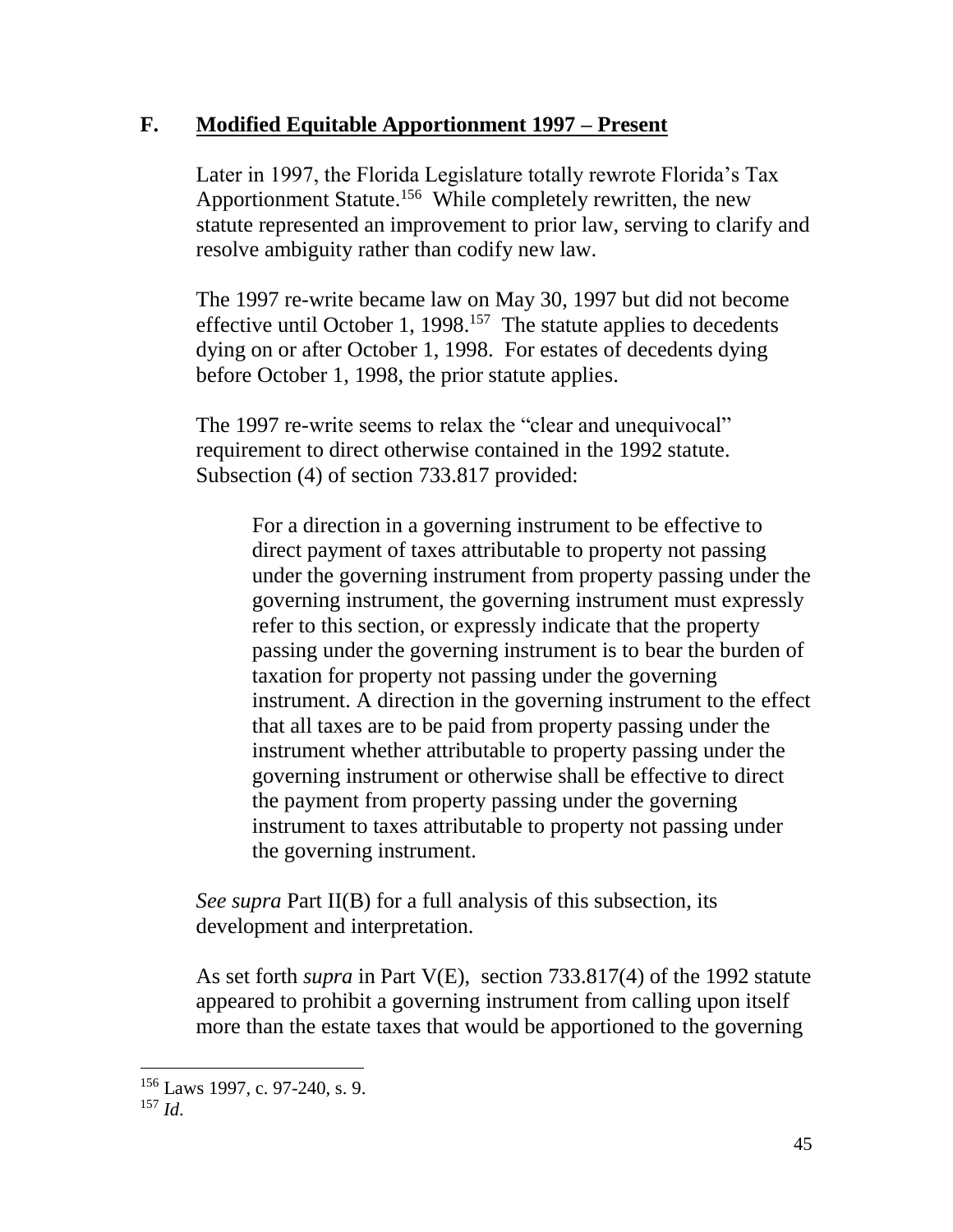## F. <u>Modified Equitable Apportionment 1997 – Present</u>

Later in 1997, the Florida Legislature totally rewrote Florida's Tax Apportionment Statute.[156] While completely rewritten, the new statute represented an improvement to prior law, serving to clarify and resolve ambiguity rather than codify new law.

The 1997 re-write became law on May 30, 1997 but did not become effective until October 1, 1998.[157] The statute applies to decedents dying on or after October 1, 1998. For estates of decedents dying before October 1, 1998, the prior statute applies.

The 1997 re-write seems to relax the "clear and unequivocal" requirement to direct otherwise contained in the 1992 statute. Subsection (4) of section 733.817 provided:

> For a direction in a governing instrument to be effective to direct payment of taxes attributable to property not passing under the governing instrument from property passing under the governing instrument, the governing instrument must expressly refer to this section, or expressly indicate that the property passing under the governing instrument is to bear the burden of taxation for property not passing under the governing instrument. A direction in the governing instrument to the effect that all taxes are to be paid from property passing under the instrument whether attributable to property passing under the governing instrument or otherwise shall be effective to direct the payment from property passing under the governing instrument to taxes attributable to property not passing under the governing instrument.

*See supra* Part II(B) for a full analysis of this subsection, its development and interpretation.

As set forth *supra* in Part V(E), section 733.817(4) of the 1992 statute appeared to prohibit a governing instrument from calling upon itself more than the estate taxes that would be apportioned to the governing

---

[156] Laws 1997, c. 97-240, s. 9.

[157] *Id*.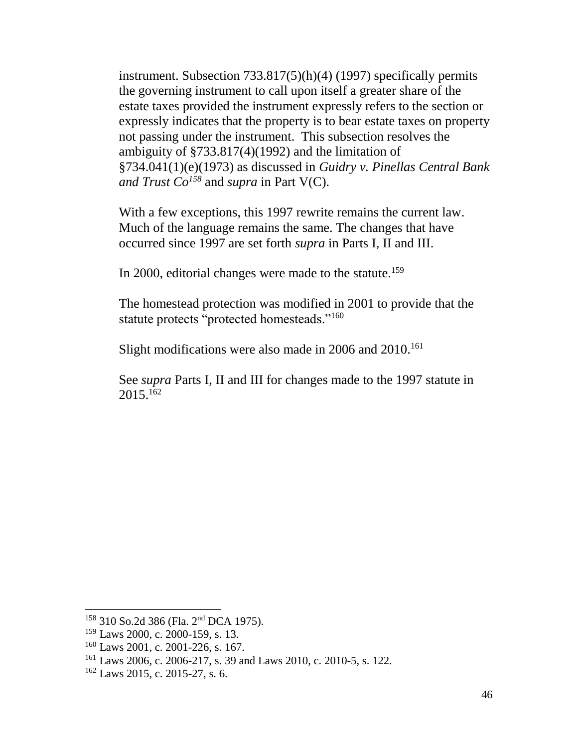instrument. Subsection 733.817(5)(h)(4) (1997) specifically permits the governing instrument to call upon itself a greater share of the estate taxes provided the instrument expressly refers to the section or expressly indicates that the property is to bear estate taxes on property not passing under the instrument. This subsection resolves the ambiguity of §733.817(4)(1992) and the limitation of §734.041(1)(e)(1973) as discussed in *Guidry v. Pinellas Central Bank and Trust Co*[158] and *supra* in Part V(C).

With a few exceptions, this 1997 rewrite remains the current law. Much of the language remains the same. The changes that have occurred since 1997 are set forth *supra* in Parts I, II and III.

In 2000, editorial changes were made to the statute.[159]

The homestead protection was modified in 2001 to provide that the statute protects "protected homesteads."[160]

Slight modifications were also made in 2006 and 2010.[161]

See *supra* Parts I, II and III for changes made to the 1997 statute in 2015.[162]

---

[158] 310 So.2d 386 (Fla. 2nd DCA 1975).

[159] Laws 2000, c. 2000-159, s. 13.

[160] Laws 2001, c. 2001-226, s. 167.

[161] Laws 2006, c. 2006-217, s. 39 and Laws 2010, c. 2010-5, s. 122.

[162] Laws 2015, c. 2015-27, s. 6.